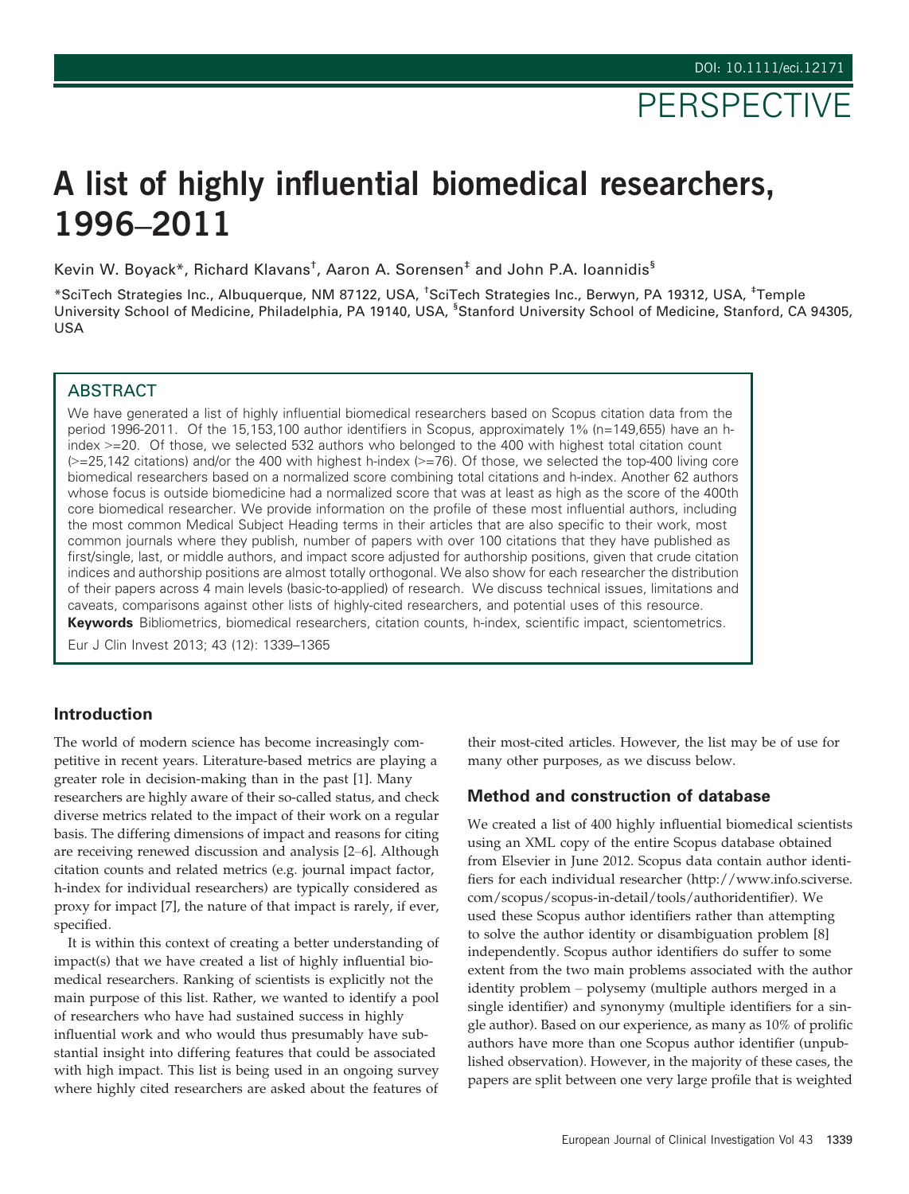PERSPECTIVE

# A list of highly influential biomedical researchers, 1996–2011

Kevin W. Boyack*, Richard Klavans†, Aaron A. Sorensen‡ and John P.A. Ioannidis§

*SciTech Strategies Inc., Albuquerque, NM 87122, USA, †SciTech Strategies Inc., Berwyn, PA 19312, USA, ‡Temple University School of Medicine, Philadelphia, PA 19140, USA, §Stanford University School of Medicine, Stanford, CA 94305, USA

## ABSTRACT

We have generated a list of highly influential biomedical researchers based on Scopus citation data from the period 1996-2011. Of the 15,153,100 author identifiers in Scopus, approximately 1% (n=149,655) have an h-index >=20. Of those, we selected 532 authors who belonged to the 400 with highest total citation count (>=25,142 citations) and/or the 400 with highest h-index (>=76). Of those, we selected the top-400 living core biomedical researchers based on a normalized score combining total citations and h-index. Another 62 authors whose focus is outside biomedicine had a normalized score that was at least as high as the score of the 400th core biomedical researcher. We provide information on the profile of these most influential authors, including the most common Medical Subject Heading terms in their articles that are also specific to their work, most common journals where they publish, number of papers with over 100 citations that they have published as first/single, last, or middle authors, and impact score adjusted for authorship positions, given that crude citation indices and authorship positions are almost totally orthogonal. We also show for each researcher the distribution of their papers across 4 main levels (basic-to-applied) of research. We discuss technical issues, limitations and caveats, comparisons against other lists of highly-cited researchers, and potential uses of this resource.

**Keywords** Bibliometrics, biomedical researchers, citation counts, h-index, scientific impact, scientometrics.

Eur J Clin Invest 2013; 43 (12): 1339–1365

## Introduction

The world of modern science has become increasingly competitive in recent years. Literature-based metrics are playing a greater role in decision-making than in the past [1]. Many researchers are highly aware of their so-called status, and check diverse metrics related to the impact of their work on a regular basis. The differing dimensions of impact and reasons for citing are receiving renewed discussion and analysis [2–6]. Although citation counts and related metrics (e.g. journal impact factor, h-index for individual researchers) are typically considered as proxy for impact [7], the nature of that impact is rarely, if ever, specified.

It is within this context of creating a better understanding of impact(s) that we have created a list of highly influential biomedical researchers. Ranking of scientists is explicitly not the main purpose of this list. Rather, we wanted to identify a pool of researchers who have had sustained success in highly influential work and who would thus presumably have substantial insight into differing features that could be associated with high impact. This list is being used in an ongoing survey where highly cited researchers are asked about the features of their most-cited articles. However, the list may be of use for many other purposes, as we discuss below.

## Method and construction of database

We created a list of 400 highly influential biomedical scientists using an XML copy of the entire Scopus database obtained from Elsevier in June 2012. Scopus data contain author identifiers for each individual researcher (http://www.info.sciverse.com/scopus/scopus-in-detail/tools/authoridentifier). We used these Scopus author identifiers rather than attempting to solve the author identity or disambiguation problem [8] independently. Scopus author identifiers do suffer to some extent from the two main problems associated with the author identity problem – polysemy (multiple authors merged in a single identifier) and synonymy (multiple identifiers for a single author). Based on our experience, as many as 10% of prolific authors have more than one Scopus author identifier (unpublished observation). However, in the majority of these cases, the papers are split between one very large profile that is weighted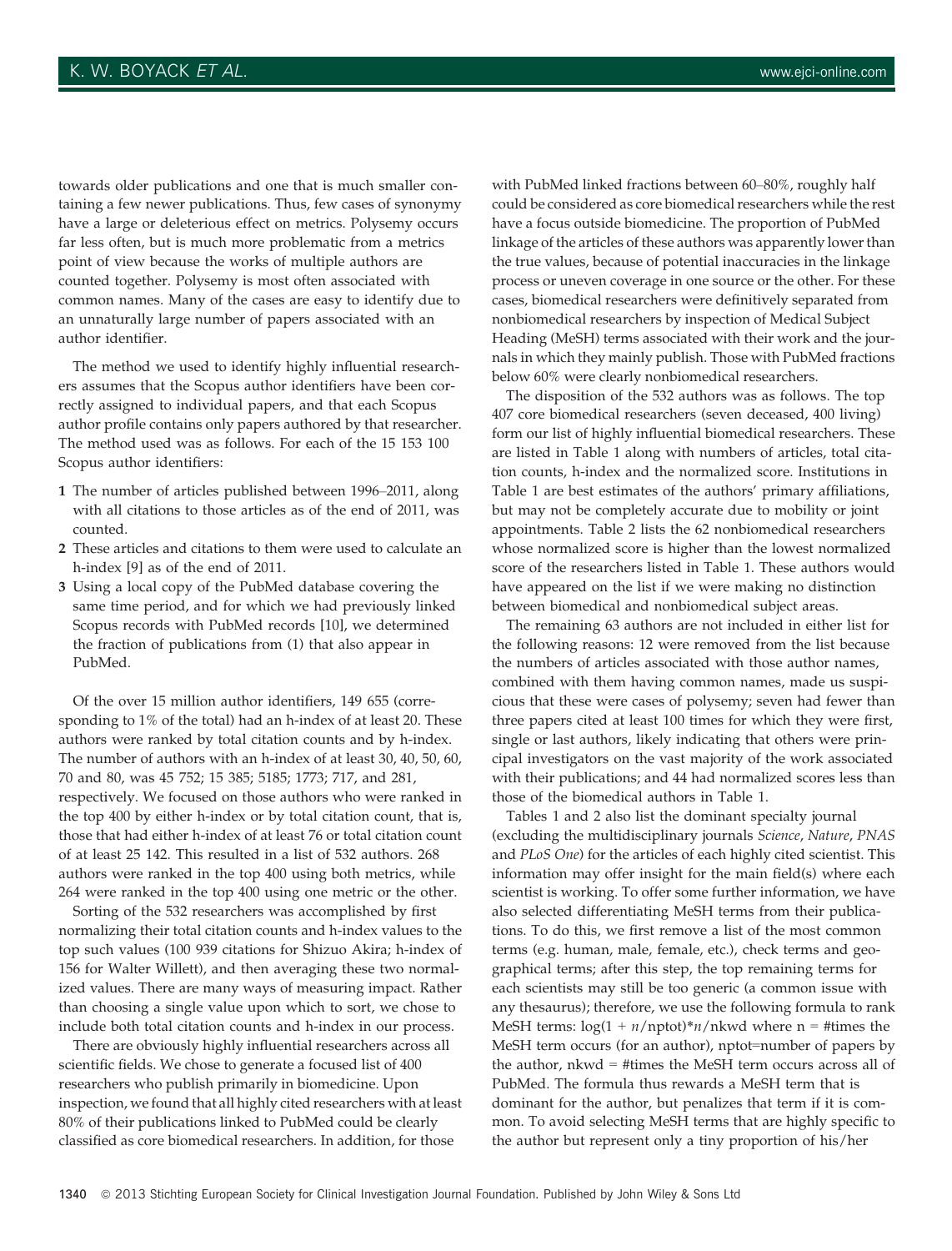towards older publications and one that is much smaller containing a few newer publications. Thus, few cases of synonymy have a large or deleterious effect on metrics. Polysemy occurs far less often, but is much more problematic from a metrics point of view because the works of multiple authors are counted together. Polysemy is most often associated with common names. Many of the cases are easy to identify due to an unnaturally large number of papers associated with an author identifier.

The method we used to identify highly influential researchers assumes that the Scopus author identifiers have been correctly assigned to individual papers, and that each Scopus author profile contains only papers authored by that researcher. The method used was as follows. For each of the 15 153 100 Scopus author identifiers:

1. The number of articles published between 1996–2011, along with all citations to those articles as of the end of 2011, was counted.
2. These articles and citations to them were used to calculate an h-index [9] as of the end of 2011.
3. Using a local copy of the PubMed database covering the same time period, and for which we had previously linked Scopus records with PubMed records [10], we determined the fraction of publications from (1) that also appear in PubMed.

Of the over 15 million author identifiers, 149 655 (corresponding to 1% of the total) had an h-index of at least 20. These authors were ranked by total citation counts and by h-index. The number of authors with an h-index of at least 30, 40, 50, 60, 70 and 80, was 45 752; 15 385; 5185; 1773; 717, and 281, respectively. We focused on those authors who were ranked in the top 400 by either h-index or by total citation count, that is, those that had either h-index of at least 76 or total citation count of at least 25 142. This resulted in a list of 532 authors. 268 authors were ranked in the top 400 using both metrics, while 264 were ranked in the top 400 using one metric or the other.

Sorting of the 532 researchers was accomplished by first normalizing their total citation counts and h-index values to the top such values (100 939 citations for Shizuo Akira; h-index of 156 for Walter Willett), and then averaging these two normalized values. There are many ways of measuring impact. Rather than choosing a single value upon which to sort, we chose to include both total citation counts and h-index in our process.

There are obviously highly influential researchers across all scientific fields. We chose to generate a focused list of 400 researchers who publish primarily in biomedicine. Upon inspection, we found that all highly cited researchers with at least 80% of their publications linked to PubMed could be clearly classified as core biomedical researchers. In addition, for those with PubMed linked fractions between 60–80%, roughly half could be considered as core biomedical researchers while the rest have a focus outside biomedicine. The proportion of PubMed linkage of the articles of these authors was apparently lower than the true values, because of potential inaccuracies in the linkage process or uneven coverage in one source or the other. For these cases, biomedical researchers were definitively separated from nonbiomedical researchers by inspection of Medical Subject Heading (MeSH) terms associated with their work and the journals in which they mainly publish. Those with PubMed fractions below 60% were clearly nonbiomedical researchers.

The disposition of the 532 authors was as follows. The top 407 core biomedical researchers (seven deceased, 400 living) form our list of highly influential biomedical researchers. These are listed in Table 1 along with numbers of articles, total citation counts, h-index and the normalized score. Institutions in Table 1 are best estimates of the authors' primary affiliations, but may not be completely accurate due to mobility or joint appointments. Table 2 lists the 62 nonbiomedical researchers whose normalized score is higher than the lowest normalized score of the researchers listed in Table 1. These authors would have appeared on the list if we were making no distinction between biomedical and nonbiomedical subject areas.

The remaining 63 authors are not included in either list for the following reasons: 12 were removed from the list because the numbers of articles associated with those author names, combined with them having common names, made us suspicious that these were cases of polysemy; seven had fewer than three papers cited at least 100 times for which they were first, single or last authors, likely indicating that others were principal investigators on the vast majority of the work associated with their publications; and 44 had normalized scores less than those of the biomedical authors in Table 1.

Tables 1 and 2 also list the dominant specialty journal (excluding the multidisciplinary journals *Science*, *Nature*, *PNAS* and *PLoS One*) for the articles of each highly cited scientist. This information may offer insight for the main field(s) where each scientist is working. To offer some further information, we have also selected differentiating MeSH terms from their publications. To do this, we first remove a list of the most common terms (e.g. human, male, female, etc.), check terms and geographical terms; after this step, the top remaining terms for each scientists may still be too generic (a common issue with any thesaurus); therefore, we use the following formula to rank MeSH terms: $\log(1 + n/\text{nptot})*n/\text{nkwd}$ where n = #times the MeSH term occurs (for an author), nptot=number of papers by the author, nkwd = #times the MeSH term occurs across all of PubMed. The formula thus rewards a MeSH term that is dominant for the author, but penalizes that term if it is common. To avoid selecting MeSH terms that are highly specific to the author but represent only a tiny proportion of his/her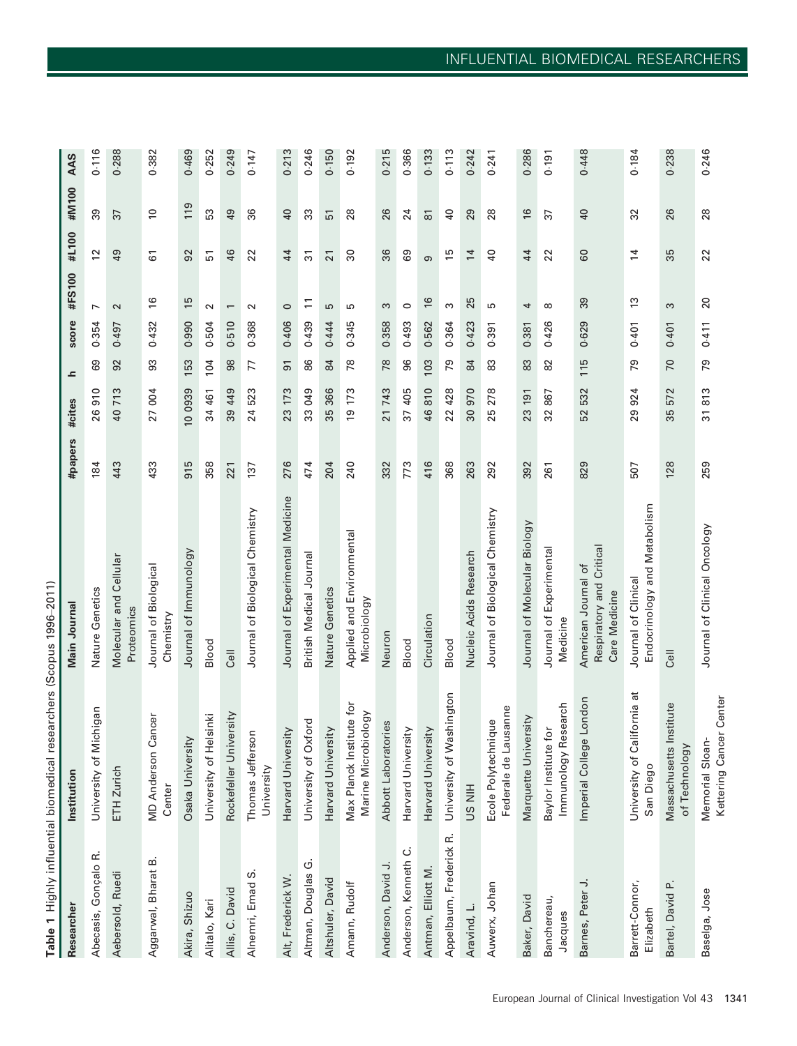**Table 1** Highly influential biomedical researchers (Scopus 1996–2011)

| Researcher | Institution | Main Journal | #papers | #cites | h | score | #FS100 | #L100 | #M100 | AAS |
|---|---|---|---|---|---|---|---|---|---|---|
| Abecasis, Gonçalo R. | University of Michigan | Nature Genetics | 184 | 26 910 | 69 | 0·354 | 7 | 12 | 39 | 0·116 |
| Aebersold, Ruedi | ETH Zurich | Molecular and Cellular Proteomics | 443 | 40 713 | 92 | 0·497 | 2 | 49 | 37 | 0·288 |
| Aggarwal, Bharat B. | MD Anderson Cancer Center | Journal of Biological Chemistry | 433 | 27 004 | 93 | 0·432 | 16 | 61 | 10 | 0·382 |
| Akira, Shizuo | Osaka University | Journal of Immunology | 915 | 10 0939 | 153 | 0·990 | 15 | 92 | 119 | 0·469 |
| Alitalo, Kari | University of Helsinki | Blood | 358 | 34 461 | 104 | 0·504 | 2 | 51 | 53 | 0·252 |
| Allis, C. David | Rockefeller University | Cell | 221 | 39 449 | 98 | 0·510 | 1 | 46 | 49 | 0·249 |
| Alnemri, Emad S. | Thomas Jefferson University | Journal of Biological Chemistry | 137 | 24 523 | 77 | 0·368 | 2 | 22 | 36 | 0·147 |
| Alt, Frederick W. | Harvard University | Journal of Experimental Medicine | 276 | 23 173 | 91 | 0·406 | 0 | 44 | 40 | 0·213 |
| Altman, Douglas G. | University of Oxford | British Medical Journal | 474 | 33 049 | 86 | 0·439 | 11 | 31 | 33 | 0·246 |
| Altshuler, David | Harvard University | Nature Genetics | 204 | 35 366 | 84 | 0·444 | 5 | 21 | 51 | 0·150 |
| Amann, Rudolf | Max Planck Institute for Marine Microbiology | Applied and Environmental Microbiology | 240 | 19 173 | 78 | 0·345 | 5 | 30 | 28 | 0·192 |
| Anderson, David J. | Abbott Laboratories | Neuron | 332 | 21 743 | 78 | 0·358 | 3 | 36 | 26 | 0·215 |
| Anderson, Kenneth C. | Harvard University | Blood | 773 | 37 405 | 96 | 0·493 | 0 | 69 | 24 | 0·366 |
| Antman, Elliott M. | Harvard University | Circulation | 416 | 46 810 | 103 | 0·562 | 16 | 9 | 81 | 0·133 |
| Appelbaum, Frederick R. | University of Washington | Blood | 368 | 22 428 | 79 | 0·364 | 3 | 15 | 40 | 0·113 |
| Aravind, L. | US NIH | Nucleic Acids Research | 263 | 30 970 | 84 | 0·423 | 25 | 14 | 29 | 0·242 |
| Auwerx, Johan | Ecole Polytechnique Federale de Lausanne | Journal of Biological Chemistry | 292 | 25 278 | 83 | 0·391 | 5 | 40 | 28 | 0·241 |
| Baker, David | Marquette University | Journal of Molecular Biology | 392 | 23 191 | 83 | 0·381 | 4 | 44 | 16 | 0·286 |
| Banchereau, Jacques | Baylor Institute for Immunology Research | Journal of Experimental Medicine | 261 | 32 867 | 82 | 0·426 | 8 | 22 | 37 | 0·191 |
| Barnes, Peter J. | Imperial College London | American Journal of Respiratory and Critical Care Medicine | 829 | 52 532 | 115 | 0·629 | 39 | 60 | 40 | 0·448 |
| Barrett-Connor, Elizabeth | University of California at San Diego | Journal of Clinical Endocrinology and Metabolism | 507 | 29 924 | 79 | 0·401 | 13 | 14 | 32 | 0·184 |
| Bartel, David P. | Massachusetts Institute of Technology | Cell | 128 | 35 572 | 70 | 0·401 | 3 | 35 | 26 | 0·238 |
| Baselga, Jose | Memorial Sloan-Kettering Cancer Center | Journal of Clinical Oncology | 259 | 31 813 | 79 | 0·411 | 20 | 22 | 28 | 0·246 |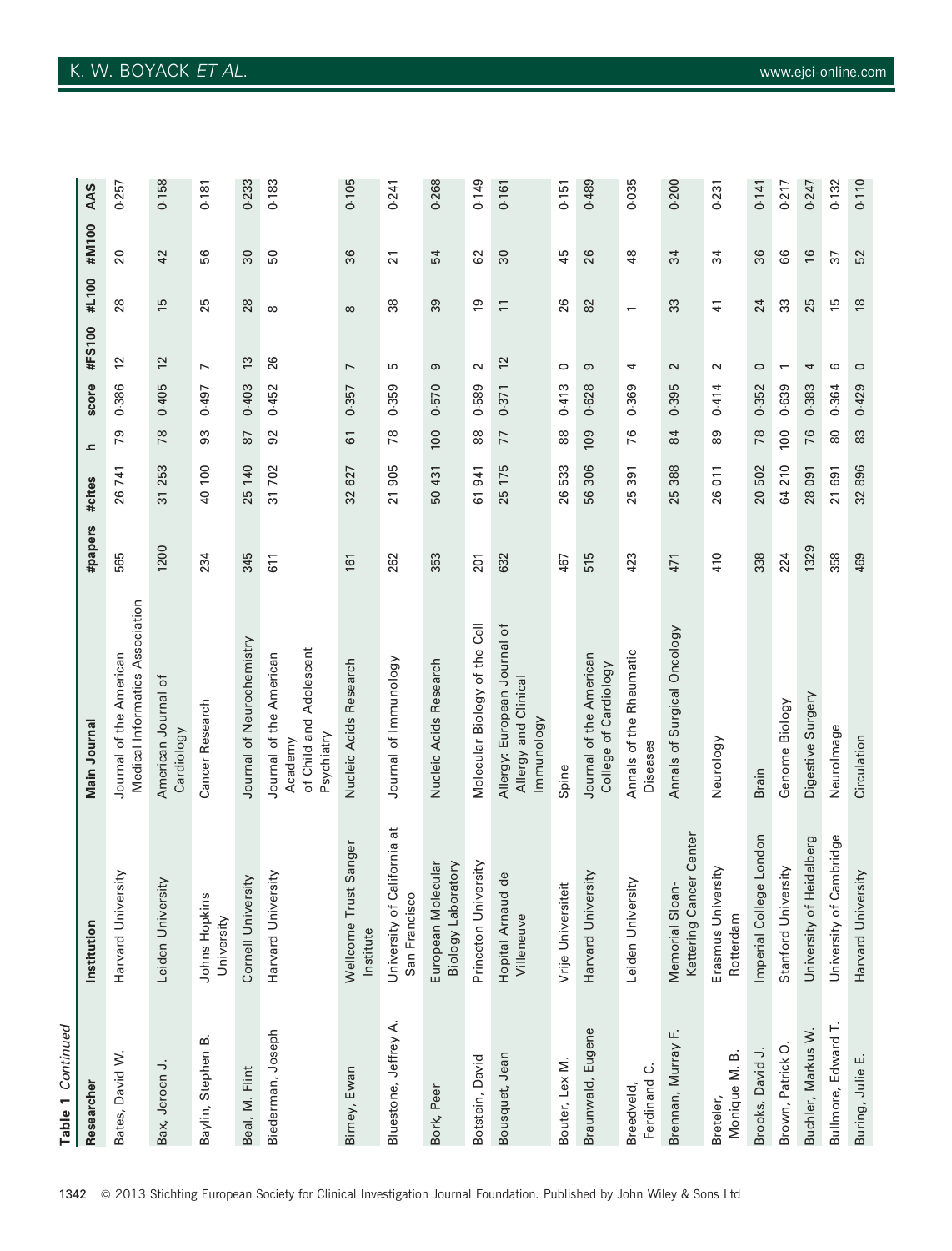**Table 1** *Continued*

| Researcher | Institution | Main Journal | #papers | #cites | h | score | #FS100 | #L100 | #M100 | AAS |
|---|---|---|---|---|---|---|---|---|---|---|
| Bates, David W. | Harvard University | Journal of the American Medical Informatics Association | 565 | 26 741 | 79 | 0·386 | 12 | 28 | 20 | 0·257 |
| Bax, Jeroen J. | Leiden University | American Journal of Cardiology | 1200 | 31 253 | 78 | 0·405 | 12 | 15 | 42 | 0·158 |
| Baylin, Stephen B. | Johns Hopkins University | Cancer Research | 234 | 40 100 | 93 | 0·497 | 7 | 25 | 56 | 0·181 |
| Beal, M. Flint | Cornell University | Journal of Neurochemistry | 345 | 25 140 | 87 | 0·403 | 13 | 28 | 30 | 0·233 |
| Biederman, Joseph | Harvard University | Journal of the American Academy of Child and Adolescent Psychiatry | 611 | 31 702 | 92 | 0·452 | 26 | 8 | 50 | 0·183 |
| Birney, Ewan | Wellcome Trust Sanger Institute | Nucleic Acids Research | 161 | 32 627 | 61 | 0·357 | 7 | 8 | 36 | 0·105 |
| Bluestone, Jeffrey A. | University of California at San Francisco | Journal of Immunology | 262 | 21 905 | 78 | 0·359 | 5 | 38 | 21 | 0·241 |
| Bork, Peer | European Molecular Biology Laboratory | Nucleic Acids Research | 353 | 50 431 | 100 | 0·570 | 9 | 39 | 54 | 0·268 |
| Botstein, David | Princeton University | Molecular Biology of the Cell | 201 | 61 941 | 88 | 0·589 | 2 | 19 | 62 | 0·149 |
| Bousquet, Jean | Hopital Arnaud de Villeneuve | Allergy: European Journal of Allergy and Clinical Immunology | 632 | 25 175 | 77 | 0·371 | 12 | 11 | 30 | 0·161 |
| Bouter, Lex M. | Vrije Universiteit | Spine | 467 | 26 533 | 88 | 0·413 | 0 | 26 | 45 | 0·151 |
| Braunwald, Eugene | Harvard University | Journal of the American College of Cardiology | 515 | 56 306 | 109 | 0·628 | 9 | 82 | 26 | 0·489 |
| Breedveld, Ferdinand C. | Leiden University | Annals of the Rheumatic Diseases | 423 | 25 391 | 76 | 0·369 | 4 | 1 | 48 | 0·035 |
| Brennan, Murray F. | Memorial Sloan-Kettering Cancer Center | Annals of Surgical Oncology | 471 | 25 388 | 84 | 0·395 | 2 | 33 | 34 | 0·200 |
| Breteler, Monique M. B. | Erasmus University Rotterdam | Neurology | 410 | 26 011 | 89 | 0·414 | 2 | 41 | 34 | 0·231 |
| Brooks, David J. | Imperial College London | Brain | 338 | 20 502 | 78 | 0·352 | 0 | 24 | 36 | 0·141 |
| Brown, Patrick O. | Stanford University | Genome Biology | 224 | 64 210 | 100 | 0·639 | 1 | 33 | 66 | 0·217 |
| Buchler, Markus W. | University of Heidelberg | Digestive Surgery | 1329 | 28 091 | 76 | 0·383 | 4 | 25 | 16 | 0·247 |
| Bullmore, Edward T. | University of Cambridge | NeuroImage | 358 | 21 691 | 80 | 0·364 | 6 | 15 | 37 | 0·132 |
| Buring, Julie E. | Harvard University | Circulation | 469 | 32 896 | 83 | 0·429 | 0 | 18 | 52 | 0·110 |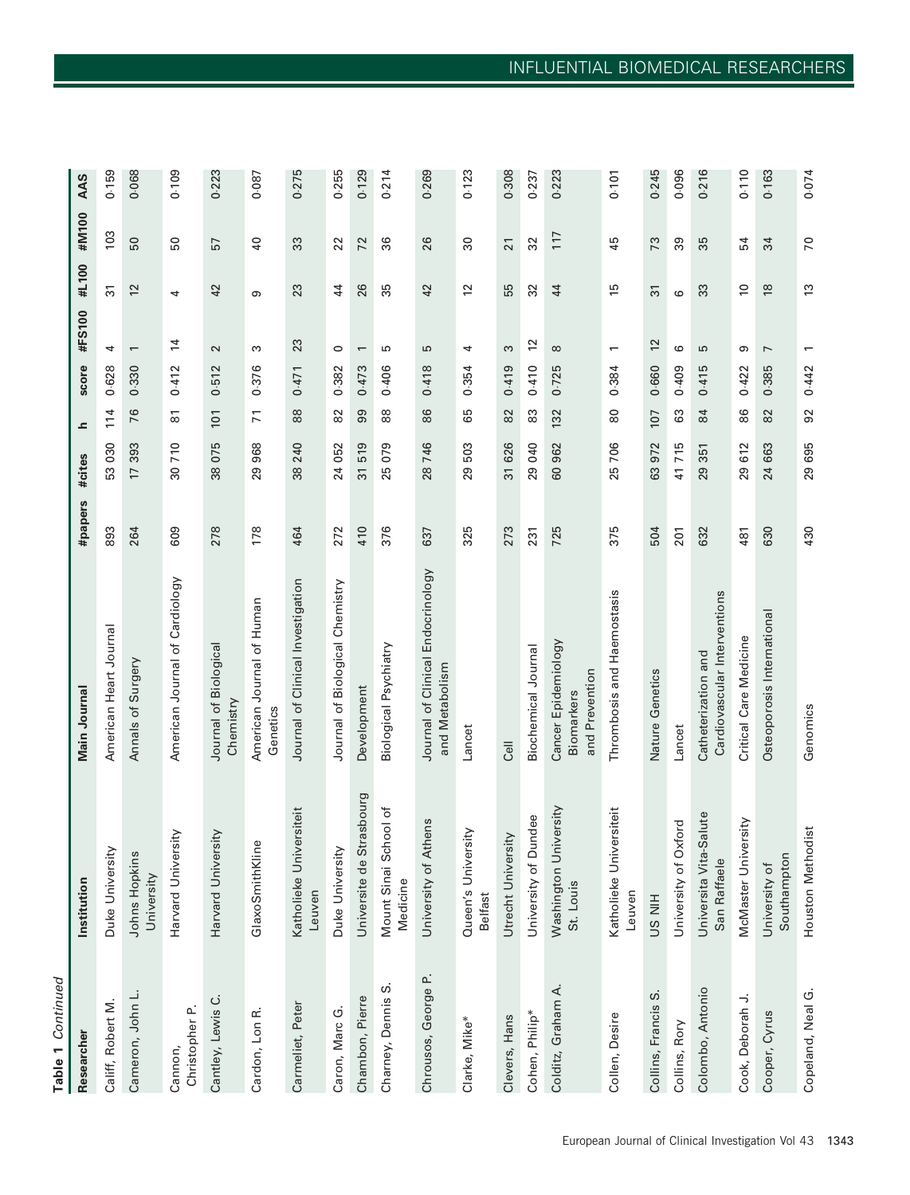**Table 1** *Continued*

| Researcher | Institution | Main Journal | #papers | #cites | h | score | #FS100 | #L100 | #M100 | AAS |
|---|---|---|---|---|---|---|---|---|---|---|
| Califf, Robert M. | Duke University | American Heart Journal | 893 | 53 030 | 114 | 0·628 | 4 | 31 | 103 | 0·159 |
| Cameron, John L. | Johns Hopkins University | Annals of Surgery | 264 | 17 393 | 76 | 0·330 | 1 | 12 | 50 | 0·068 |
| Cannon, Christopher P. | Harvard University | American Journal of Cardiology | 609 | 30 710 | 81 | 0·412 | 14 | 4 | 50 | 0·109 |
| Cantley, Lewis C. | Harvard University | Journal of Biological Chemistry | 278 | 38 075 | 101 | 0·512 | 2 | 42 | 57 | 0·223 |
| Cardon, Lon R. | GlaxoSmithKline | American Journal of Human Genetics | 178 | 29 968 | 71 | 0·376 | 3 | 9 | 40 | 0·087 |
| Carmeliet, Peter | Katholieke Universiteit Leuven | Journal of Clinical Investigation | 464 | 38 240 | 88 | 0·471 | 23 | 23 | 33 | 0·275 |
| Caron, Marc G. | Duke University | Journal of Biological Chemistry | 272 | 24 052 | 82 | 0·382 | 0 | 44 | 22 | 0·255 |
| Chambon, Pierre | Universite de Strasbourg | Development | 410 | 31 519 | 99 | 0·473 | 1 | 26 | 72 | 0·129 |
| Charney, Dennis S. | Mount Sinai School of Medicine | Biological Psychiatry | 376 | 25 079 | 88 | 0·406 | 5 | 35 | 36 | 0·214 |
| Chrousos, George P. | University of Athens | Journal of Clinical Endocrinology and Metabolism | 637 | 28 746 | 86 | 0·418 | 5 | 42 | 26 | 0·269 |
| Clarke, Mike* | Queen's University Belfast | Lancet | 325 | 29 503 | 65 | 0·354 | 4 | 12 | 30 | 0·123 |
| Clevers, Hans | Utrecht University | Cell | 273 | 31 626 | 82 | 0·419 | 3 | 55 | 21 | 0·308 |
| Cohen, Philip* | University of Dundee | Biochemical Journal | 231 | 29 040 | 83 | 0·410 | 12 | 32 | 32 | 0·237 |
| Colditz, Graham A. | Washington University St. Louis | Cancer Epidemiology Biomarkers and Prevention | 725 | 60 962 | 132 | 0·725 | 8 | 44 | 117 | 0·223 |
| Collen, Desire | Katholieke Universiteit Leuven | Thrombosis and Haemostasis | 375 | 25 706 | 80 | 0·384 | 1 | 15 | 45 | 0·101 |
| Collins, Francis S. | US NIH | Nature Genetics | 504 | 63 972 | 107 | 0·660 | 12 | 31 | 73 | 0·245 |
| Collins, Rory | University of Oxford | Lancet | 201 | 41 715 | 63 | 0·409 | 6 | 6 | 39 | 0·096 |
| Colombo, Antonio | Universita Vita-Salute San Raffaele | Catheterization and Cardiovascular Interventions | 632 | 29 351 | 84 | 0·415 | 5 | 33 | 35 | 0·216 |
| Cook, Deborah J. | McMaster University | Critical Care Medicine | 481 | 29 612 | 86 | 0·422 | 9 | 10 | 54 | 0·110 |
| Cooper, Cyrus | University of Southampton | Osteoporosis International | 630 | 24 663 | 82 | 0·385 | 7 | 18 | 34 | 0·163 |
| Copeland, Neal G. | Houston Methodist | Genomics | 430 | 29 695 | 92 | 0·442 | 1 | 13 | 70 | 0·074 |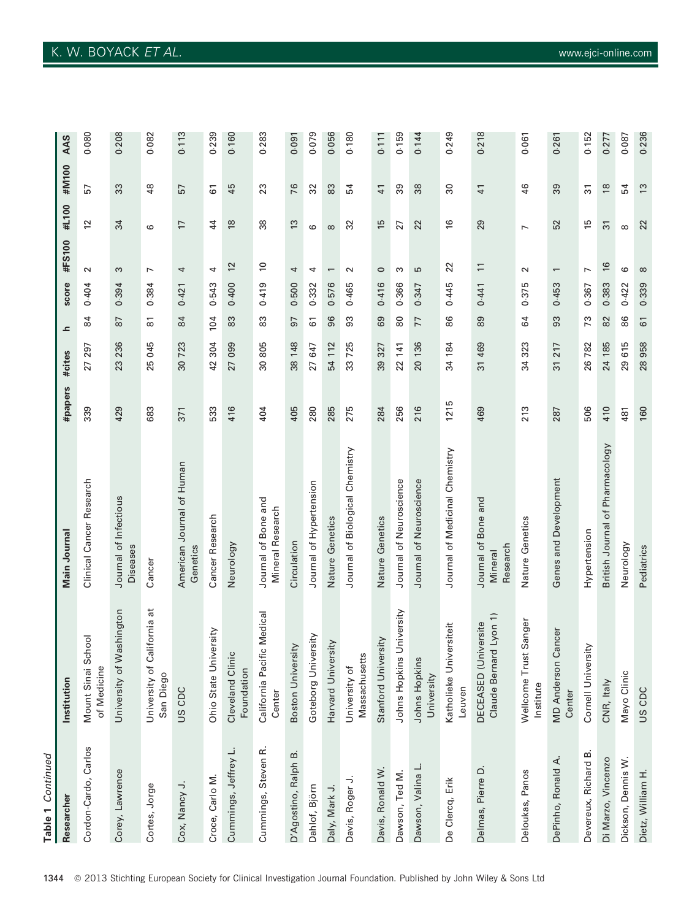**Table 1** *Continued*

| Researcher | Institution | Main Journal | #papers | #cites | h | score | #FS100 | #L100 | #M100 | AAS |
|---|---|---|---|---|---|---|---|---|---|---|
| Cordon-Cardo, Carlos | Mount Sinai School of Medicine | Clinical Cancer Research | 339 | 27 297 | 84 | 0·404 | 2 | 12 | 57 | 0·080 |
| Corey, Lawrence | University of Washington | Journal of Infectious Diseases | 429 | 23 236 | 87 | 0·394 | 3 | 34 | 33 | 0·208 |
| Cortes, Jorge | University of California at San Diego | Cancer | 683 | 25 045 | 81 | 0·384 | 7 | 6 | 48 | 0·082 |
| Cox, Nancy J. | US CDC | American Journal of Human Genetics | 371 | 30 723 | 84 | 0·421 | 4 | 17 | 57 | 0·113 |
| Croce, Carlo M. | Ohio State University | Cancer Research | 533 | 42 304 | 104 | 0·543 | 4 | 44 | 61 | 0·239 |
| Cummings, Jeffrey L. | Cleveland Clinic Foundation | Neurology | 416 | 27 099 | 83 | 0·400 | 12 | 18 | 45 | 0·160 |
| Cummings, Steven R. | California Pacific Medical Center | Journal of Bone and Mineral Research | 404 | 30 805 | 83 | 0·419 | 10 | 38 | 23 | 0·283 |
| D'Agostino, Ralph B. | Boston University | Circulation | 405 | 38 148 | 97 | 0·500 | 4 | 13 | 76 | 0·091 |
| Dahlof, Björn | Goteborg University | Journal of Hypertension | 280 | 27 647 | 61 | 0·332 | 4 | 6 | 32 | 0·079 |
| Daly, Mark J. | Harvard University | Nature Genetics | 285 | 54 112 | 96 | 0·576 | 1 | 8 | 83 | 0·056 |
| Davis, Roger J. | University of Massachusetts | Journal of Biological Chemistry | 275 | 33 725 | 93 | 0·465 | 2 | 32 | 54 | 0·180 |
| Davis, Ronald W. | Stanford University | Nature Genetics | 284 | 39 327 | 69 | 0·416 | 0 | 15 | 41 | 0·111 |
| Dawson, Ted M. | Johns Hopkins University | Journal of Neuroscience | 256 | 22 141 | 80 | 0·366 | 3 | 27 | 39 | 0·159 |
| Dawson, Valina L. | Johns Hopkins University | Journal of Neuroscience | 216 | 20 136 | 77 | 0·347 | 5 | 22 | 38 | 0·144 |
| De Clercq, Erik | Katholieke Universiteit Leuven | Journal of Medicinal Chemistry | 1215 | 34 184 | 86 | 0·445 | 22 | 16 | 30 | 0·249 |
| Delmas, Pierre D. | DECEASED (Universite Claude Bernard Lyon 1) | Journal of Bone and Mineral Research | 469 | 31 469 | 89 | 0·441 | 11 | 29 | 41 | 0·218 |
| Deloukas, Panos | Wellcome Trust Sanger Institute | Nature Genetics | 213 | 34 323 | 64 | 0·375 | 2 | 7 | 46 | 0·061 |
| DePinho, Ronald A. | MD Anderson Cancer Center | Genes and Development | 287 | 31 217 | 93 | 0·453 | 1 | 52 | 39 | 0·261 |
| Devereux, Richard B. | Cornell University | Hypertension | 506 | 26 782 | 73 | 0·367 | 7 | 15 | 31 | 0·152 |
| Di Marzo, Vincenzo | CNR, Italy | British Journal of Pharmacology | 410 | 24 185 | 82 | 0·383 | 16 | 31 | 18 | 0·277 |
| Dickson, Dennis W. | Mayo Clinic | Neurology | 481 | 29 615 | 86 | 0·422 | 6 | 8 | 54 | 0·087 |
| Dietz, William H. | US CDC | Pediatrics | 160 | 28 958 | 61 | 0·339 | 8 | 22 | 13 | 0·236 |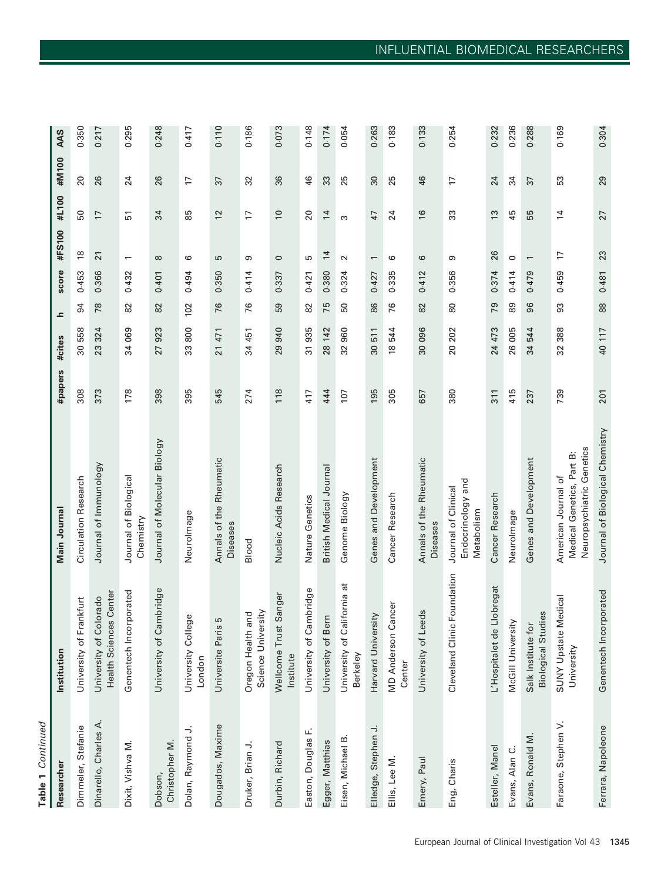**Table 1** *Continued*

| Researcher | Institution | Main Journal | #papers | #cites | h | score | #FS100 | #L100 | #M100 | AAS |
|---|---|---|---|---|---|---|---|---|---|---|
| Dimmeler, Stefanie | University of Frankfurt | Circulation Research | 308 | 30 558 | 94 | 0·453 | 18 | 50 | 20 | 0·350 |
| Dinarello, Charles A. | University of Colorado Health Sciences Center | Journal of Immunology | 373 | 23 324 | 78 | 0·366 | 21 | 17 | 26 | 0·217 |
| Dixit, Vishva M. | Genentech Incorporated | Journal of Biological Chemistry | 178 | 34 069 | 82 | 0·432 | 1 | 51 | 24 | 0·295 |
| Dobson, Christopher M. | University of Cambridge | Journal of Molecular Biology | 398 | 27 923 | 82 | 0·401 | 8 | 34 | 26 | 0·248 |
| Dolan, Raymond J. | University College London | NeuroImage | 395 | 33 800 | 102 | 0·494 | 6 | 85 | 17 | 0·417 |
| Dougados, Maxime | Universite Paris 5 | Annals of the Rheumatic Diseases | 545 | 21 471 | 76 | 0·350 | 5 | 12 | 37 | 0·110 |
| Druker, Brian J. | Oregon Health and Science University | Blood | 274 | 34 451 | 76 | 0·414 | 9 | 17 | 32 | 0·186 |
| Durbin, Richard | Wellcome Trust Sanger Institute | Nucleic Acids Research | 118 | 29 940 | 59 | 0·337 | 0 | 10 | 36 | 0·073 |
| Easton, Douglas F. | University of Cambridge | Nature Genetics | 417 | 31 935 | 82 | 0·421 | 5 | 20 | 46 | 0·148 |
| Egger, Matthias | University of Bern | British Medical Journal | 444 | 28 142 | 75 | 0·380 | 14 | 14 | 33 | 0·174 |
| Eisen, Michael B. | University of California at Berkeley | Genome Biology | 107 | 32 960 | 50 | 0·324 | 2 | 3 | 25 | 0·054 |
| Elledge, Stephen J. | Harvard University | Genes and Development | 195 | 30 511 | 86 | 0·427 | 1 | 47 | 30 | 0·263 |
| Ellis, Lee M. | MD Anderson Cancer Center | Cancer Research | 305 | 18 544 | 76 | 0·335 | 6 | 24 | 25 | 0·183 |
| Emery, Paul | University of Leeds | Annals of the Rheumatic Diseases | 657 | 30 096 | 82 | 0·412 | 6 | 16 | 46 | 0·133 |
| Eng, Charis | Cleveland Clinic Foundation | Journal of Clinical Endocrinology and Metabolism | 380 | 20 202 | 80 | 0·356 | 9 | 33 | 17 | 0·254 |
| Esteller, Manel | L'Hospitalet de Llobregat | Cancer Research | 311 | 24 473 | 79 | 0·374 | 26 | 13 | 24 | 0·232 |
| Evans, Alan C. | McGill University | NeuroImage | 415 | 26 005 | 89 | 0·414 | 0 | 45 | 34 | 0·236 |
| Evans, Ronald M. | Salk Institute for Biological Studies | Genes and Development | 237 | 34 544 | 96 | 0·479 | 1 | 55 | 37 | 0·288 |
| Faraone, Stephen V. | SUNY Upstate Medical University | American Journal of Medical Genetics, Part B: Neuropsychiatric Genetics | 739 | 32 388 | 93 | 0·459 | 17 | 14 | 53 | 0·169 |
| Ferrara, Napoleone | Genentech Incorporated | Journal of Biological Chemistry | 201 | 40 117 | 88 | 0·481 | 23 | 27 | 29 | 0·304 |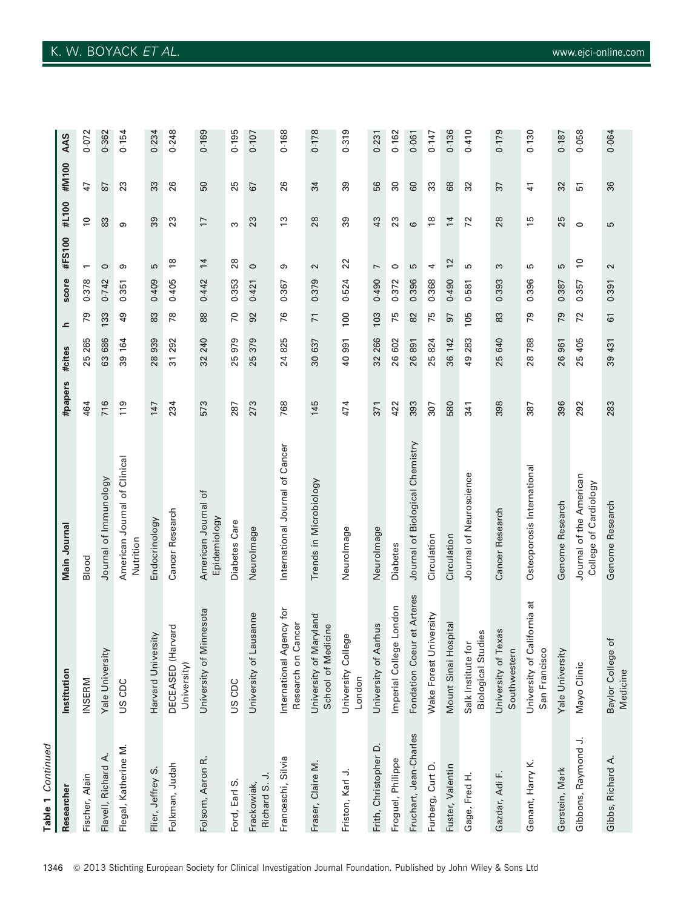**Table 1** *Continued*

| Researcher | Institution | Main Journal | #papers | #cites | h | score | #FS100 | #L100 | #M100 | AAS |
|---|---|---|---|---|---|---|---|---|---|---|
| Fischer, Alain | INSERM | Blood | 464 | 25 265 | 79 | 0·378 | 1 | 10 | 47 | 0·072 |
| Flavell, Richard A. | Yale University | Journal of Immunology | 716 | 63 686 | 133 | 0·742 | 0 | 83 | 87 | 0·362 |
| Flegal, Katherine M. | US CDC | American Journal of Clinical Nutrition | 119 | 39 164 | 49 | 0·351 | 9 | 9 | 23 | 0·154 |
| Flier, Jeffrey S. | Harvard University | Endocrinology | 147 | 28 939 | 83 | 0·409 | 5 | 39 | 33 | 0·234 |
| Folkman, Judah | DECEASED (Harvard University) | Cancer Research | 234 | 31 292 | 78 | 0·405 | 18 | 23 | 26 | 0·248 |
| Folsom, Aaron R. | University of Minnesota | American Journal of Epidemiology | 573 | 32 240 | 88 | 0·442 | 14 | 17 | 50 | 0·169 |
| Ford, Earl S. | US CDC | Diabetes Care | 287 | 25 979 | 70 | 0·353 | 28 | 3 | 25 | 0·195 |
| Frackowiak, Richard S. J. | University of Lausanne | NeuroImage | 273 | 25 379 | 92 | 0·421 | 0 | 23 | 67 | 0·107 |
| Franceschi, Silvia | International Agency for Research on Cancer | International Journal of Cancer | 768 | 24 825 | 76 | 0·367 | 9 | 13 | 26 | 0·168 |
| Fraser, Claire M. | University of Maryland School of Medicine | Trends in Microbiology | 145 | 30 637 | 71 | 0·379 | 2 | 28 | 34 | 0·178 |
| Friston, Karl J. | University College London | NeuroImage | 474 | 40 991 | 100 | 0·524 | 22 | 39 | 39 | 0·319 |
| Frith, Christopher D. | University of Aarhus | NeuroImage | 371 | 32 266 | 103 | 0·490 | 7 | 43 | 56 | 0·231 |
| Froguel, Philippe | Imperial College London | Diabetes | 422 | 26 602 | 75 | 0·372 | 0 | 23 | 30 | 0·162 |
| Fruchart, Jean-Charles | Fondation Coeur et Arteres | Journal of Biological Chemistry | 393 | 26 891 | 82 | 0·396 | 5 | 6 | 60 | 0·061 |
| Furberg, Curt D. | Wake Forest University | Circulation | 307 | 25 824 | 75 | 0·368 | 4 | 18 | 33 | 0·147 |
| Fuster, Valentin | Mount Sinai Hospital | Circulation | 580 | 36 142 | 97 | 0·490 | 12 | 14 | 68 | 0·136 |
| Gage, Fred H. | Salk Institute for Biological Studies | Journal of Neuroscience | 341 | 49 283 | 105 | 0·581 | 5 | 72 | 32 | 0·410 |
| Gazdar, Adi F. | University of Texas Southwestern | Cancer Research | 398 | 25 640 | 83 | 0·393 | 3 | 28 | 37 | 0·179 |
| Genant, Harry K. | University of California at San Francisco | Osteoporosis International | 387 | 28 788 | 79 | 0·396 | 5 | 15 | 41 | 0·130 |
| Gerstein, Mark | Yale University | Genome Research | 396 | 26 961 | 79 | 0·387 | 5 | 25 | 32 | 0·187 |
| Gibbons, Raymond J. | Mayo Clinic | Journal of the American College of Cardiology | 292 | 25 405 | 72 | 0·357 | 10 | 0 | 51 | 0·058 |
| Gibbs, Richard A. | Baylor College of Medicine | Genome Research | 283 | 39 431 | 61 | 0·391 | 2 | 5 | 36 | 0·064 |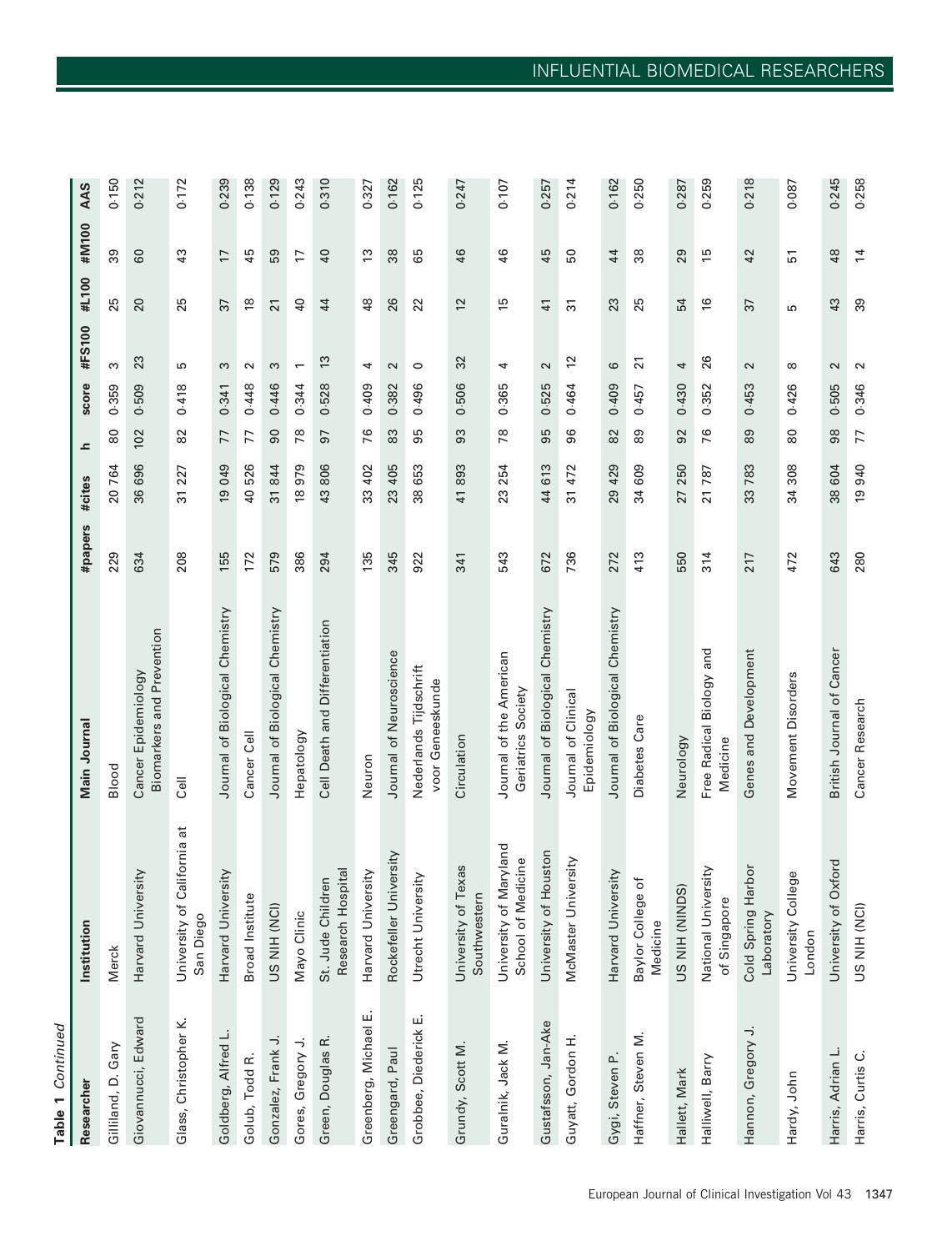**Table 1** *Continued*

| Researcher | Institution | Main Journal | #papers | #cites | h | score | #FS100 | #L100 | #M100 | AAS |
|---|---|---|---|---|---|---|---|---|---|---|
| Gilliland, D. Gary | Merck | Blood | 229 | 20 764 | 80 | 0·359 | 3 | 25 | 39 | 0·150 |
| Giovannucci, Edward | Harvard University | Cancer Epidemiology Biomarkers and Prevention | 634 | 36 696 | 102 | 0·509 | 23 | 20 | 60 | 0·212 |
| Glass, Christopher K. | University of California at San Diego | Cell | 208 | 31 227 | 82 | 0·418 | 5 | 25 | 43 | 0·172 |
| Goldberg, Alfred L. | Harvard University | Journal of Biological Chemistry | 155 | 19 049 | 77 | 0·341 | 3 | 37 | 17 | 0·239 |
| Golub, Todd R. | Broad Institute | Cancer Cell | 172 | 40 526 | 77 | 0·448 | 2 | 18 | 45 | 0·138 |
| Gonzalez, Frank J. | US NIH (NCI) | Journal of Biological Chemistry | 579 | 31 844 | 90 | 0·446 | 3 | 21 | 59 | 0·129 |
| Gores, Gregory J. | Mayo Clinic | Hepatology | 386 | 18 979 | 78 | 0·344 | 1 | 40 | 17 | 0·243 |
| Green, Douglas R. | St. Jude Children Research Hospital | Cell Death and Differentiation | 294 | 43 806 | 97 | 0·528 | 13 | 44 | 40 | 0·310 |
| Greenberg, Michael E. | Harvard University | Neuron | 135 | 33 402 | 76 | 0·409 | 4 | 48 | 13 | 0·327 |
| Greengard, Paul | Rockefeller University | Journal of Neuroscience | 345 | 23 405 | 83 | 0·382 | 2 | 26 | 38 | 0·162 |
| Grobbee, Diederick E. | Utrecht University | Nederlands Tijdschrift voor Geneeskunde | 922 | 38 653 | 95 | 0·496 | 0 | 22 | 65 | 0·125 |
| Grundy, Scott M. | University of Texas Southwestern | Circulation | 341 | 41 893 | 93 | 0·506 | 32 | 12 | 46 | 0·247 |
| Guralnik, Jack M. | University of Maryland School of Medicine | Journal of the American Geriatrics Society | 543 | 23 254 | 78 | 0·365 | 4 | 15 | 46 | 0·107 |
| Gustafsson, Jan-Ake | University of Houston | Journal of Biological Chemistry | 672 | 44 613 | 95 | 0·525 | 2 | 41 | 45 | 0·257 |
| Guyatt, Gordon H. | McMaster University | Journal of Clinical Epidemiology | 736 | 31 472 | 96 | 0·464 | 12 | 31 | 50 | 0·214 |
| Gygi, Steven P. | Harvard University | Journal of Biological Chemistry | 272 | 29 429 | 82 | 0·409 | 6 | 23 | 44 | 0·162 |
| Haffner, Steven M. | Baylor College of Medicine | Diabetes Care | 413 | 34 609 | 89 | 0·457 | 21 | 25 | 38 | 0·250 |
| Hallett, Mark | US NIH (NINDS) | Neurology | 550 | 27 250 | 92 | 0·430 | 4 | 54 | 29 | 0·287 |
| Halliwell, Barry | National University of Singapore | Free Radical Biology and Medicine | 314 | 21 787 | 76 | 0·352 | 26 | 16 | 15 | 0·259 |
| Hannon, Gregory J. | Cold Spring Harbor Laboratory | Genes and Development | 217 | 33 783 | 89 | 0·453 | 2 | 37 | 42 | 0·218 |
| Hardy, John | University College London | Movement Disorders | 472 | 34 308 | 80 | 0·426 | 8 | 5 | 51 | 0·087 |
| Harris, Adrian L. | University of Oxford | British Journal of Cancer | 643 | 38 604 | 98 | 0·505 | 2 | 43 | 48 | 0·245 |
| Harris, Curtis C. | US NIH (NCI) | Cancer Research | 280 | 19 940 | 77 | 0·346 | 2 | 39 | 14 | 0·258 |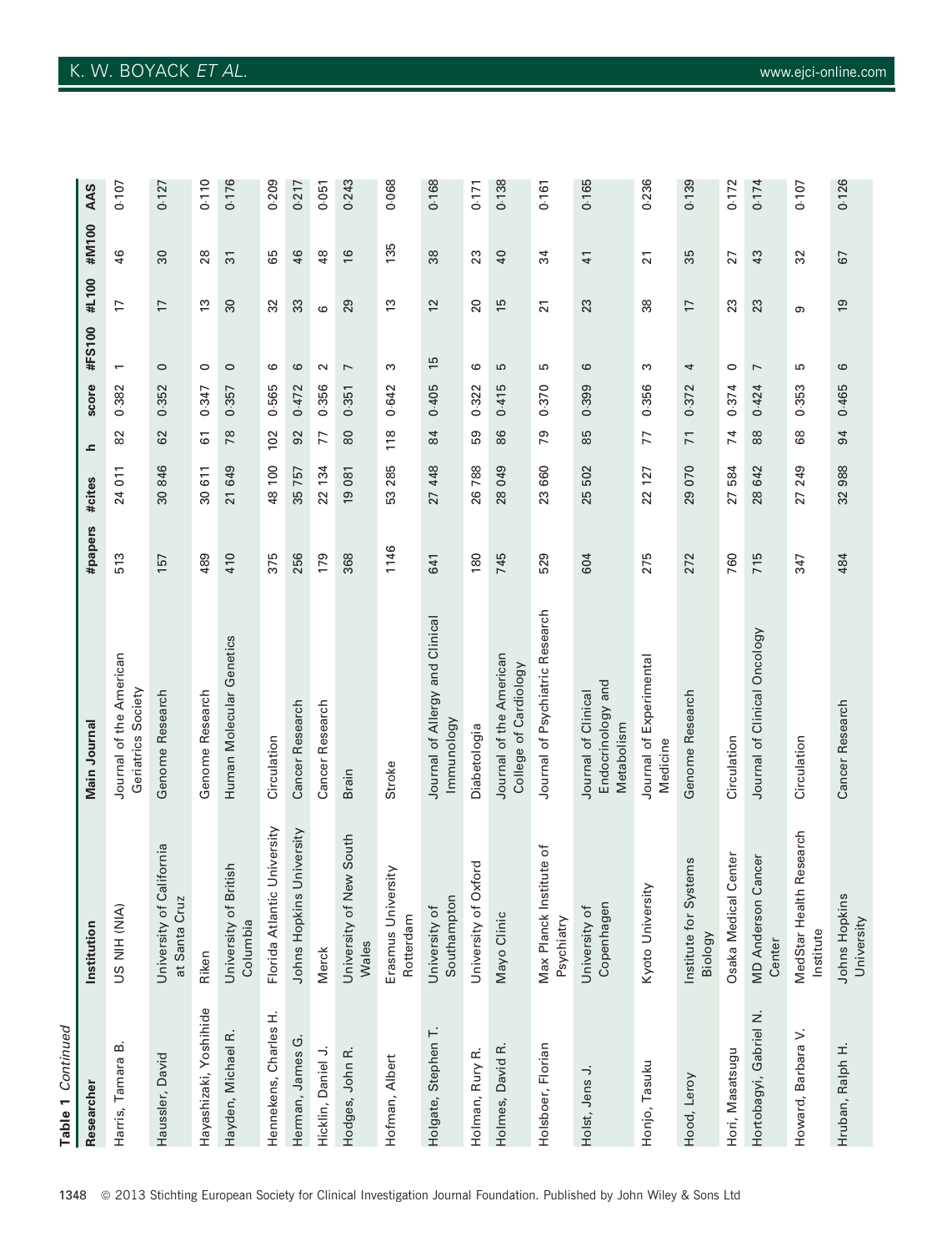**Table 1** *Continued*

| Researcher | Institution | Main Journal | #papers | #cites | h | score | #FS100 | #L100 | #M100 | AAS |
|---|---|---|---|---|---|---|---|---|---|---|
| Harris, Tamara B. | US NIH (NIA) | Journal of the American Geriatrics Society | 513 | 24 011 | 82 | 0·382 | 1 | 17 | 46 | 0·107 |
| Haussler, David | University of California at Santa Cruz | Genome Research | 157 | 30 846 | 62 | 0·352 | 0 | 17 | 30 | 0·127 |
| Hayashizaki, Yoshihide | Riken | Genome Research | 489 | 30 611 | 61 | 0·347 | 0 | 13 | 28 | 0·110 |
| Hayden, Michael R. | University of British Columbia | Human Molecular Genetics | 410 | 21 649 | 78 | 0·357 | 0 | 30 | 31 | 0·176 |
| Hennekens, Charles H. | Florida Atlantic University | Circulation | 375 | 48 100 | 102 | 0·565 | 6 | 32 | 65 | 0·209 |
| Herman, James G. | Johns Hopkins University | Cancer Research | 256 | 35 757 | 92 | 0·472 | 6 | 33 | 46 | 0·217 |
| Hicklin, Daniel J. | Merck | Cancer Research | 179 | 22 134 | 77 | 0·356 | 2 | 6 | 48 | 0·051 |
| Hodges, John R. | University of New South Wales | Brain | 368 | 19 081 | 80 | 0·351 | 7 | 29 | 16 | 0·243 |
| Hofman, Albert | Erasmus University Rotterdam | Stroke | 1146 | 53 285 | 118 | 0·642 | 3 | 13 | 135 | 0·068 |
| Holgate, Stephen T. | University of Southampton | Journal of Allergy and Clinical Immunology | 641 | 27 448 | 84 | 0·405 | 15 | 12 | 38 | 0·168 |
| Holman, Rury R. | University of Oxford | Diabetologia | 180 | 26 788 | 59 | 0·322 | 6 | 20 | 23 | 0·171 |
| Holmes, David R. | Mayo Clinic | Journal of the American College of Cardiology | 745 | 28 049 | 86 | 0·415 | 5 | 15 | 40 | 0·138 |
| Holsboer, Florian | Max Planck Institute of Psychiatry | Journal of Psychiatric Research | 529 | 23 660 | 79 | 0·370 | 5 | 21 | 34 | 0·161 |
| Holst, Jens J. | University of Copenhagen | Journal of Clinical Endocrinology and Metabolism | 604 | 25 502 | 85 | 0·399 | 6 | 23 | 41 | 0·165 |
| Honjo, Tasuku | Kyoto University | Journal of Experimental Medicine | 275 | 22 127 | 77 | 0·356 | 3 | 38 | 21 | 0·236 |
| Hood, Leroy | Institute for Systems Biology | Genome Research | 272 | 29 070 | 71 | 0·372 | 4 | 17 | 35 | 0·139 |
| Hori, Masatsugu | Osaka Medical Center | Circulation | 760 | 27 584 | 74 | 0·374 | 0 | 23 | 27 | 0·172 |
| Hortobagyi, Gabriel N. | MD Anderson Cancer Center | Journal of Clinical Oncology | 715 | 28 642 | 88 | 0·424 | 7 | 23 | 43 | 0·174 |
| Howard, Barbara V. | MedStar Health Research Institute | Circulation | 347 | 27 249 | 68 | 0·353 | 5 | 9 | 32 | 0·107 |
| Hruban, Ralph H. | Johns Hopkins University | Cancer Research | 484 | 32 988 | 94 | 0·465 | 6 | 19 | 67 | 0·126 |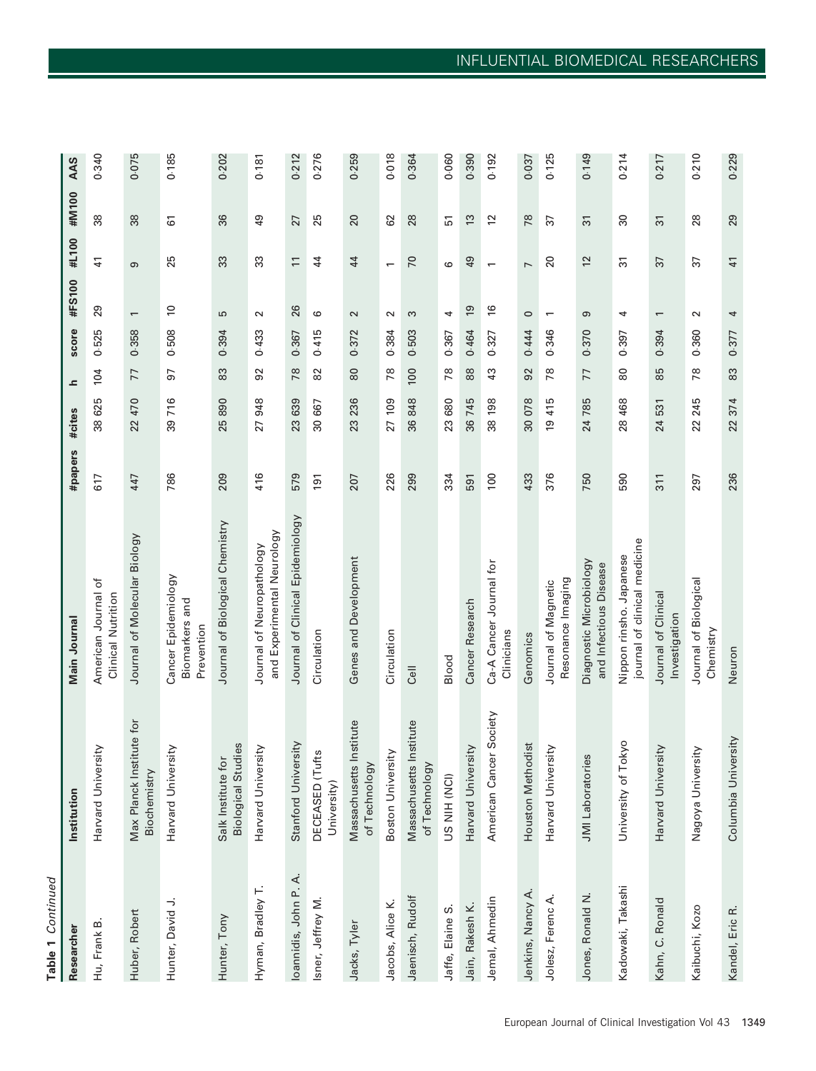**Table 1** *Continued*

| Researcher | Institution | Main Journal | #papers | #cites | h | score | #FS100 | #L100 | #M100 | AAS |
|---|---|---|---|---|---|---|---|---|---|---|
| Hu, Frank B. | Harvard University | American Journal of Clinical Nutrition | 617 | 38 625 | 104 | 0·525 | 29 | 41 | 38 | 0·340 |
| Huber, Robert | Max Planck Institute for Biochemistry | Journal of Molecular Biology | 447 | 22 470 | 77 | 0·358 | 1 | 9 | 38 | 0·075 |
| Hunter, David J. | Harvard University | Cancer Epidemiology Biomarkers and Prevention | 786 | 39 716 | 97 | 0·508 | 10 | 25 | 61 | 0·185 |
| Hunter, Tony | Salk Institute for Biological Studies | Journal of Biological Chemistry | 209 | 25 890 | 83 | 0·394 | 5 | 33 | 36 | 0·202 |
| Hyman, Bradley T. | Harvard University | Journal of Neuropathology and Experimental Neurology | 416 | 27 948 | 92 | 0·433 | 2 | 33 | 49 | 0·181 |
| Ioannidis, John P. A. | Stanford University | Journal of Clinical Epidemiology | 579 | 23 639 | 78 | 0·367 | 26 | 11 | 27 | 0·212 |
| Isner, Jeffrey M. | DECEASED (Tufts University) | Circulation | 191 | 30 667 | 82 | 0·415 | 6 | 44 | 25 | 0·276 |
| Jacks, Tyler | Massachusetts Institute of Technology | Genes and Development | 207 | 23 236 | 80 | 0·372 | 2 | 44 | 20 | 0·259 |
| Jacobs, Alice K. | Boston University | Circulation | 226 | 27 109 | 78 | 0·384 | 2 | 1 | 62 | 0·018 |
| Jaenisch, Rudolf | Massachusetts Institute of Technology | Cell | 299 | 36 848 | 100 | 0·503 | 3 | 70 | 28 | 0·364 |
| Jaffe, Elaine S. | US NIH (NCI) | Blood | 334 | 23 680 | 78 | 0·367 | 4 | 6 | 51 | 0·060 |
| Jain, Rakesh K. | Harvard University | Cancer Research | 591 | 36 745 | 88 | 0·464 | 19 | 49 | 13 | 0·390 |
| Jemal, Ahmedin | American Cancer Society | Ca-A Cancer Journal for Clinicians | 100 | 38 198 | 43 | 0·327 | 16 | 1 | 12 | 0·192 |
| Jenkins, Nancy A. | Houston Methodist | Genomics | 433 | 30 078 | 92 | 0·444 | 0 | 7 | 78 | 0·037 |
| Jolesz, Ferenc A. | Harvard University | Journal of Magnetic Resonance Imaging | 376 | 19 415 | 78 | 0·346 | 1 | 20 | 37 | 0·125 |
| Jones, Ronald N. | JMI Laboratories | Diagnostic Microbiology and Infectious Disease | 750 | 24 785 | 77 | 0·370 | 9 | 12 | 31 | 0·149 |
| Kadowaki, Takashi | University of Tokyo | Nippon rinsho. Japanese journal of clinical medicine | 590 | 28 468 | 80 | 0·397 | 4 | 31 | 30 | 0·214 |
| Kahn, C. Ronald | Harvard University | Journal of Clinical Investigation | 311 | 24 531 | 85 | 0·394 | 1 | 37 | 31 | 0·217 |
| Kaibuchi, Kozo | Nagoya University | Journal of Biological Chemistry | 297 | 22 245 | 78 | 0·360 | 2 | 37 | 28 | 0·210 |
| Kandel, Eric R. | Columbia University | Neuron | 236 | 22 374 | 83 | 0·377 | 4 | 41 | 29 | 0·229 |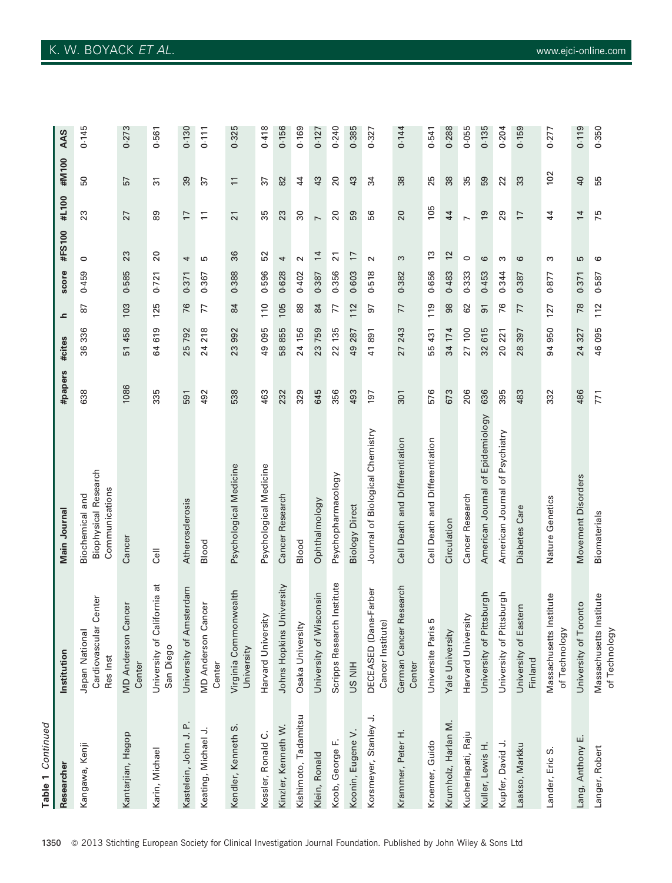**Table 1** *Continued*

| Researcher | Institution | Main Journal | #papers | #cites | h | score | #FS100 | #L100 | #M100 | AAS |
|---|---|---|---|---|---|---|---|---|---|---|
| Kangawa, Kenji | Japan National Cardiovascular Center Res Inst | Biochemical and Biophysical Research Communications | 638 | 36 336 | 87 | 0·459 | 0 | 23 | 50 | 0·145 |
| Kantarjian, Hagop | MD Anderson Cancer Center | Cancer | 1086 | 51 458 | 103 | 0·585 | 23 | 27 | 57 | 0·273 |
| Karin, Michael | University of California at San Diego | Cell | 335 | 64 619 | 125 | 0·721 | 20 | 89 | 31 | 0·561 |
| Kastelein, John J. P. | University of Amsterdam | Atherosclerosis | 591 | 25 792 | 76 | 0·371 | 4 | 17 | 39 | 0·130 |
| Keating, Michael J. | MD Anderson Cancer Center | Blood | 492 | 24 218 | 77 | 0·367 | 5 | 11 | 37 | 0·111 |
| Kendler, Kenneth S. | Virginia Commonwealth University | Psychological Medicine | 538 | 23 992 | 84 | 0·388 | 36 | 21 | 11 | 0·325 |
| Kessler, Ronald C. | Harvard University | Psychological Medicine | 463 | 49 095 | 110 | 0·596 | 52 | 35 | 37 | 0·418 |
| Kinzler, Kenneth W. | Johns Hopkins University | Cancer Research | 232 | 58 855 | 105 | 0·628 | 4 | 23 | 82 | 0·156 |
| Kishimoto, Tadamitsu | Osaka University | Blood | 329 | 24 156 | 88 | 0·402 | 2 | 30 | 44 | 0·169 |
| Klein, Ronald | University of Wisconsin | Ophthalmology | 645 | 23 759 | 84 | 0·387 | 14 | 7 | 43 | 0·127 |
| Koob, George F. | Scripps Research Institute | Psychopharmacology | 356 | 22 135 | 77 | 0·356 | 21 | 20 | 20 | 0·240 |
| Koonin, Eugene V. | US NIH | Biology Direct | 493 | 49 287 | 112 | 0·603 | 17 | 59 | 43 | 0·385 |
| Korsmeyer, Stanley J. | DECEASED (Dana-Farber Cancer Institute) | Journal of Biological Chemistry | 197 | 41 891 | 97 | 0·518 | 2 | 56 | 34 | 0·327 |
| Krammer, Peter H. | German Cancer Research Center | Cell Death and Differentiation | 301 | 27 243 | 77 | 0·382 | 3 | 20 | 38 | 0·144 |
| Kroemer, Guido | Universite Paris 5 | Cell Death and Differentiation | 576 | 55 431 | 119 | 0·656 | 13 | 105 | 25 | 0·541 |
| Krumholz, Harlan M. | Yale University | Circulation | 673 | 34 174 | 98 | 0·483 | 12 | 44 | 38 | 0·288 |
| Kucherlapati, Raju | Harvard University | Cancer Research | 206 | 27 100 | 62 | 0·333 | 0 | 7 | 35 | 0·055 |
| Kuller, Lewis H. | University of Pittsburgh | American Journal of Epidemiology | 636 | 32 615 | 91 | 0·453 | 6 | 19 | 59 | 0·135 |
| Kupfer, David J. | University of Pittsburgh | American Journal of Psychiatry | 395 | 20 221 | 76 | 0·344 | 3 | 29 | 22 | 0·204 |
| Laakso, Markku | University of Eastern Finland | Diabetes Care | 483 | 28 397 | 77 | 0·387 | 6 | 17 | 33 | 0·159 |
| Lander, Eric S. | Massachusetts Institute of Technology | Nature Genetics | 332 | 94 950 | 127 | 0·877 | 3 | 44 | 102 | 0·277 |
| Lang, Anthony E. | University of Toronto | Movement Disorders | 486 | 24 327 | 78 | 0·371 | 5 | 14 | 40 | 0·119 |
| Langer, Robert | Massachusetts Institute of Technology | Biomaterials | 771 | 46 095 | 112 | 0·587 | 6 | 75 | 55 | 0·350 |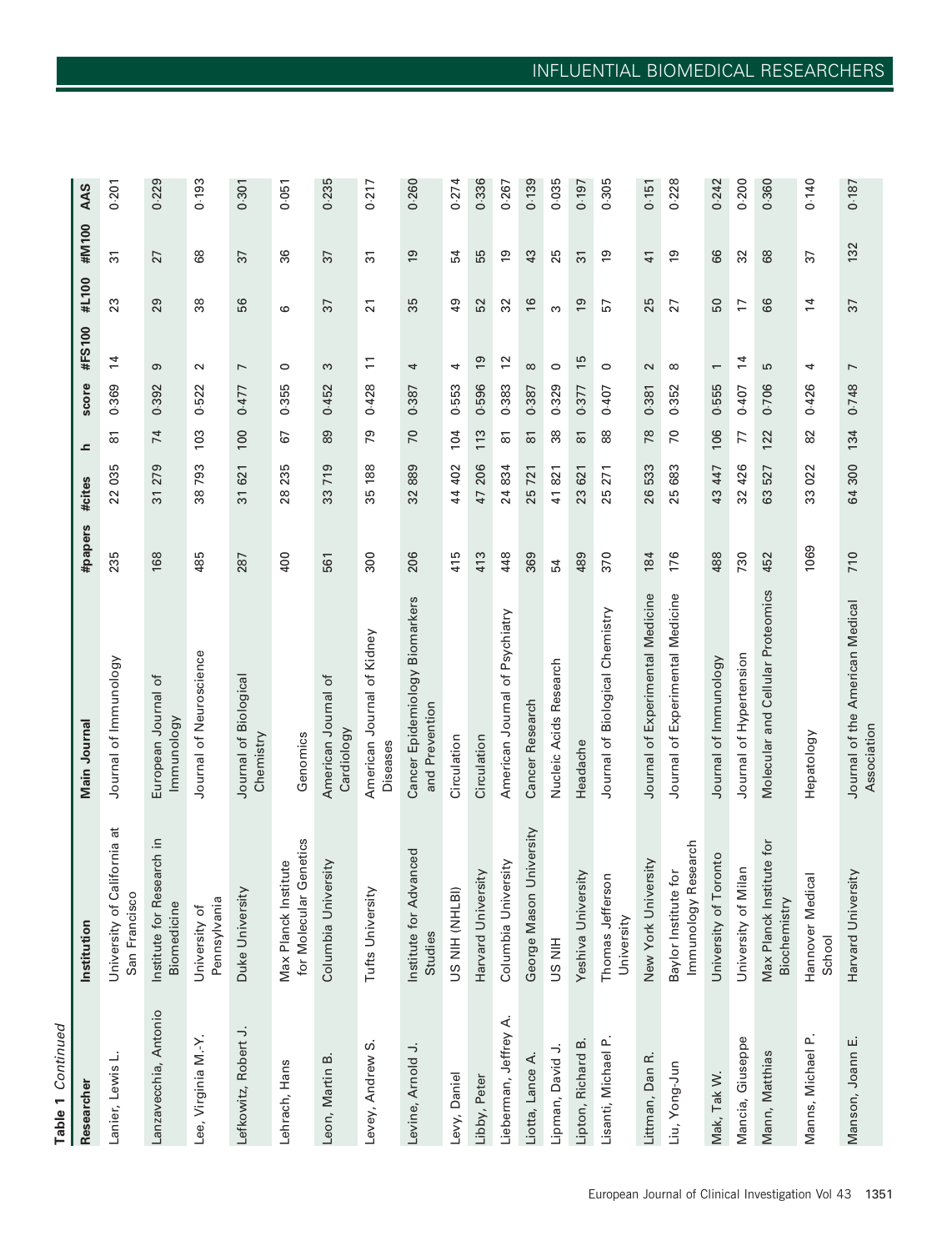**Table 1** *Continued*

| Researcher | Institution | Main Journal | #papers | #cites | h | score | #FS100 | #L100 | #M100 | AAS |
|---|---|---|---|---|---|---|---|---|---|---|
| Lanier, Lewis L. | University of California at San Francisco | Journal of Immunology | 235 | 22 035 | 81 | 0·369 | 14 | 23 | 31 | 0·201 |
| Lanzavecchia, Antonio | Institute for Research in Biomedicine | European Journal of Immunology | 168 | 31 279 | 74 | 0·392 | 9 | 29 | 27 | 0·229 |
| Lee, Virginia M.-Y. | University of Pennsylvania | Journal of Neuroscience | 485 | 38 793 | 103 | 0·522 | 2 | 38 | 68 | 0·193 |
| Lefkowitz, Robert J. | Duke University | Journal of Biological Chemistry | 287 | 31 621 | 100 | 0·477 | 7 | 56 | 37 | 0·301 |
| Lehrach, Hans | Max Planck Institute for Molecular Genetics | Genomics | 400 | 28 235 | 67 | 0·355 | 0 | 6 | 36 | 0·051 |
| Leon, Martin B. | Columbia University | American Journal of Cardiology | 561 | 33 719 | 89 | 0·452 | 3 | 37 | 37 | 0·235 |
| Levey, Andrew S. | Tufts University | American Journal of Kidney Diseases | 300 | 35 188 | 79 | 0·428 | 11 | 21 | 31 | 0·217 |
| Levine, Arnold J. | Institute for Advanced Studies | Cancer Epidemiology Biomarkers and Prevention | 206 | 32 889 | 70 | 0·387 | 4 | 35 | 19 | 0·260 |
| Levy, Daniel | US NIH (NHLBI) | Circulation | 415 | 44 402 | 104 | 0·553 | 4 | 49 | 54 | 0·274 |
| Libby, Peter | Harvard University | Circulation | 413 | 47 206 | 113 | 0·596 | 19 | 52 | 55 | 0·336 |
| Lieberman, Jeffrey A. | Columbia University | American Journal of Psychiatry | 448 | 24 834 | 81 | 0·383 | 12 | 32 | 19 | 0·267 |
| Liotta, Lance A. | George Mason University | Cancer Research | 369 | 25 721 | 81 | 0·387 | 8 | 16 | 43 | 0·139 |
| Lipman, David J. | US NIH | Nucleic Acids Research | 54 | 41 821 | 38 | 0·329 | 0 | 3 | 25 | 0·035 |
| Lipton, Richard B. | Yeshiva University | Headache | 489 | 23 621 | 81 | 0·377 | 15 | 19 | 31 | 0·197 |
| Lisanti, Michael P. | Thomas Jefferson University | Journal of Biological Chemistry | 370 | 25 271 | 88 | 0·407 | 0 | 57 | 19 | 0·305 |
| Littman, Dan R. | New York University | Journal of Experimental Medicine | 184 | 26 533 | 78 | 0·381 | 2 | 25 | 41 | 0·151 |
| Liu, Yong-Jun | Baylor Institute for Immunology Research | Journal of Experimental Medicine | 176 | 25 683 | 70 | 0·352 | 8 | 27 | 19 | 0·228 |
| Mak, Tak W. | University of Toronto | Journal of Immunology | 488 | 43 447 | 106 | 0·555 | 1 | 50 | 66 | 0·242 |
| Mancia, Giuseppe | University of Milan | Journal of Hypertension | 730 | 32 426 | 77 | 0·407 | 14 | 17 | 32 | 0·200 |
| Mann, Matthias | Max Planck Institute for Biochemistry | Molecular and Cellular Proteomics | 452 | 63 527 | 122 | 0·706 | 5 | 66 | 68 | 0·360 |
| Manns, Michael P. | Hannover Medical School | Hepatology | 1069 | 33 022 | 82 | 0·426 | 4 | 14 | 37 | 0·140 |
| Manson, Joann E. | Harvard University | Journal of the American Medical Association | 710 | 64 300 | 134 | 0·748 | 7 | 37 | 132 | 0·187 |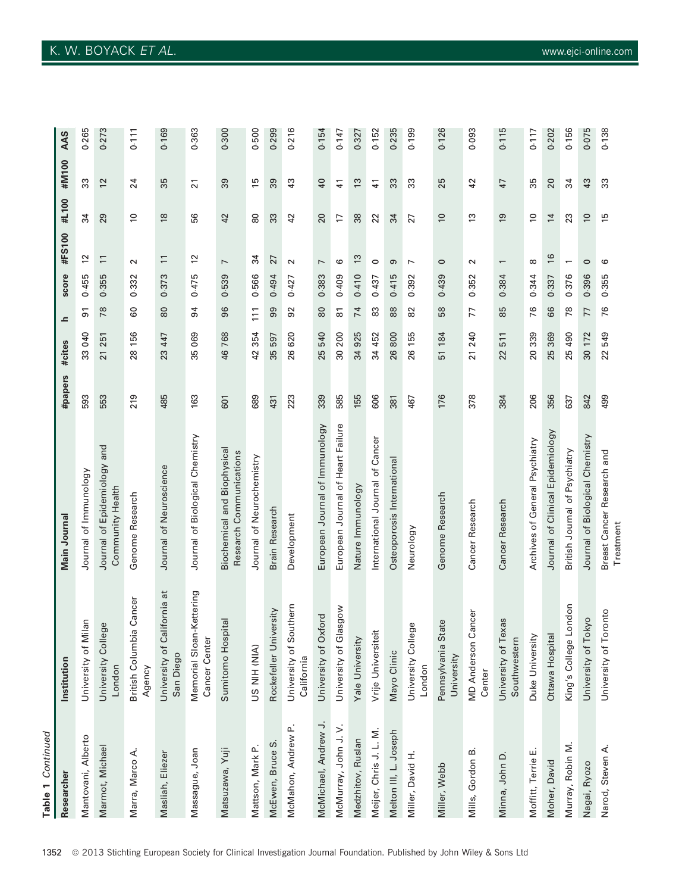**Table 1** *Continued*

| Researcher | Institution | Main Journal | #papers | #cites | h | score | #FS100 | #L100 | #M100 | AAS |
|---|---|---|---|---|---|---|---|---|---|---|
| Mantovani, Alberto | University of Milan | Journal of Immunology | 593 | 33 040 | 91 | 0·455 | 12 | 34 | 33 | 0·265 |
| Marmot, Michael | University College London | Journal of Epidemiology and Community Health | 553 | 21 251 | 78 | 0·355 | 11 | 29 | 12 | 0·273 |
| Marra, Marco A. | British Columbia Cancer Agency | Genome Research | 219 | 28 156 | 60 | 0·332 | 2 | 10 | 24 | 0·111 |
| Masliah, Eliezer | University of California at San Diego | Journal of Neuroscience | 485 | 23 447 | 80 | 0·373 | 11 | 18 | 35 | 0·169 |
| Massague, Joan | Memorial Sloan-Kettering Cancer Center | Journal of Biological Chemistry | 163 | 35 069 | 94 | 0·475 | 12 | 56 | 21 | 0·363 |
| Matsuzawa, Yuji | Sumitomo Hospital | Biochemical and Biophysical Research Communications | 601 | 46 768 | 96 | 0·539 | 7 | 42 | 39 | 0·300 |
| Mattson, Mark P. | US NIH (NIA) | Journal of Neurochemistry | 689 | 42 354 | 111 | 0·566 | 34 | 80 | 15 | 0·500 |
| McEwen, Bruce S. | Rockefeller University | Brain Research | 431 | 35 597 | 99 | 0·494 | 27 | 33 | 39 | 0·299 |
| McMahon, Andrew P. | University of Southern California | Development | 223 | 26 620 | 92 | 0·427 | 2 | 42 | 43 | 0·216 |
| McMichael, Andrew J. | University of Oxford | European Journal of Immunology | 339 | 25 540 | 80 | 0·383 | 7 | 20 | 40 | 0·154 |
| McMurray, John J. V. | University of Glasgow | European Journal of Heart Failure | 585 | 30 200 | 81 | 0·409 | 6 | 17 | 41 | 0·147 |
| Medzhitov, Ruslan | Yale University | Nature Immunology | 155 | 34 925 | 74 | 0·410 | 13 | 38 | 13 | 0·327 |
| Meijer, Chris J. L. M. | Vrije Universiteit | International Journal of Cancer | 606 | 34 452 | 83 | 0·437 | 0 | 22 | 41 | 0·152 |
| Melton III, L. Joseph | Mayo Clinic | Osteoporosis International | 381 | 26 800 | 88 | 0·415 | 9 | 34 | 33 | 0·235 |
| Miller, David H. | University College London | Neurology | 467 | 26 155 | 82 | 0·392 | 7 | 27 | 33 | 0·199 |
| Miller, Webb | Pennsylvania State University | Genome Research | 176 | 51 184 | 58 | 0·439 | 0 | 10 | 25 | 0·126 |
| Mills, Gordon B. | MD Anderson Cancer Center | Cancer Research | 378 | 21 240 | 77 | 0·352 | 2 | 13 | 42 | 0·093 |
| Minna, John D. | University of Texas Southwestern | Cancer Research | 384 | 22 511 | 85 | 0·384 | 1 | 19 | 47 | 0·115 |
| Moffitt, Terrie E. | Duke University | Archives of General Psychiatry | 206 | 20 339 | 76 | 0·344 | 8 | 10 | 35 | 0·117 |
| Moher, David | Ottawa Hospital | Journal of Clinical Epidemiology | 356 | 25 369 | 66 | 0·337 | 16 | 14 | 20 | 0·202 |
| Murray, Robin M. | King's College London | British Journal of Psychiatry | 637 | 25 490 | 78 | 0·376 | 1 | 23 | 34 | 0·156 |
| Nagai, Ryozo | University of Tokyo | Journal of Biological Chemistry | 842 | 30 172 | 77 | 0·396 | 0 | 10 | 43 | 0·075 |
| Narod, Steven A. | University of Toronto | Breast Cancer Research and Treatment | 499 | 22 549 | 76 | 0·355 | 6 | 15 | 33 | 0·138 |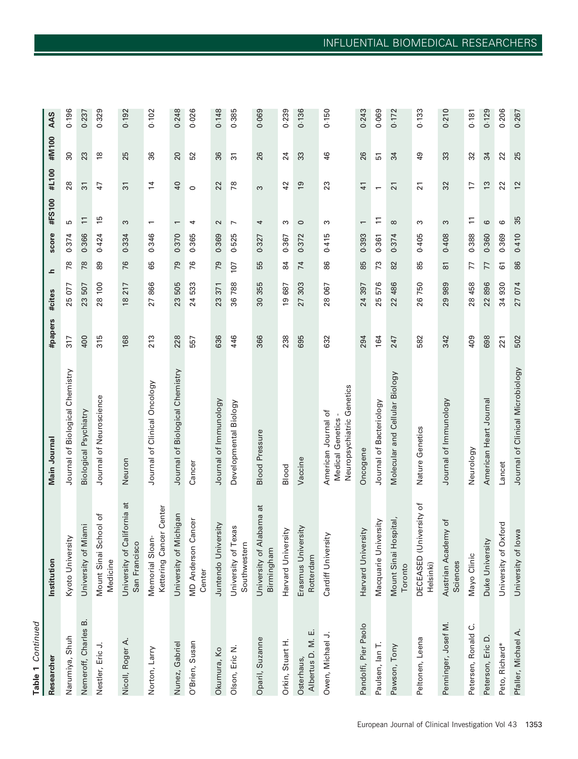**Table 1** *Continued*

| Researcher | Institution | Main Journal | #papers | #cites | h | score | #FS100 | #L100 | #M100 | AAS |
|---|---|---|---|---|---|---|---|---|---|---|
| Narumiya, Shuh | Kyoto University | Journal of Biological Chemistry | 317 | 25 077 | 78 | 0·374 | 5 | 28 | 30 | 0·196 |
| Nemeroff, Charles B. | University of Miami | Biological Psychiatry | 400 | 23 507 | 78 | 0·366 | 11 | 31 | 23 | 0·237 |
| Nestler, Eric J. | Mount Sinai School of Medicine | Journal of Neuroscience | 315 | 28 100 | 89 | 0·424 | 15 | 47 | 18 | 0·329 |
| Nicoll, Roger A. | University of California at San Francisco | Neuron | 168 | 18 217 | 76 | 0·334 | 3 | 31 | 25 | 0·192 |
| Norton, Larry | Memorial Sloan-Kettering Cancer Center | Journal of Clinical Oncology | 213 | 27 866 | 65 | 0·346 | 1 | 14 | 36 | 0·102 |
| Nunez, Gabriel | University of Michigan | Journal of Biological Chemistry | 228 | 23 505 | 79 | 0·370 | 1 | 40 | 20 | 0·248 |
| O'Brien, Susan | MD Anderson Cancer Center | Cancer | 557 | 24 533 | 76 | 0·365 | 4 | 0 | 52 | 0·026 |
| Okumura, Ko | Juntendo University | Journal of Immunology | 636 | 23 371 | 79 | 0·369 | 2 | 22 | 36 | 0·148 |
| Olson, Eric N. | University of Texas Southwestern | Developmental Biology | 446 | 36 788 | 107 | 0·525 | 7 | 78 | 31 | 0·385 |
| Oparil, Suzanne | University of Alabama at Birmingham | Blood Pressure | 366 | 30 355 | 55 | 0·327 | 4 | 3 | 26 | 0·069 |
| Orkin, Stuart H. | Harvard University | Blood | 238 | 19 687 | 84 | 0·367 | 3 | 42 | 24 | 0·239 |
| Osterhaus, Albertus D. M. E. | Erasmus University Rotterdam | Vaccine | 695 | 27 303 | 74 | 0·372 | 0 | 19 | 33 | 0·136 |
| Owen, Michael J. | Cardiff University | American Journal of Medical Genetics - Neuropsychiatric Genetics | 632 | 28 067 | 86 | 0·415 | 3 | 23 | 46 | 0·150 |
| Pandolfi, Pier Paolo | Harvard University | Oncogene | 294 | 24 397 | 85 | 0·393 | 1 | 41 | 26 | 0·243 |
| Paulsen, Ian T. | Macquarie University | Journal of Bacteriology | 164 | 25 576 | 73 | 0·361 | 11 | 1 | 51 | 0·069 |
| Pawson, Tony | Mount Sinai Hospital, Toronto | Molecular and Cellular Biology | 247 | 22 486 | 82 | 0·374 | 8 | 21 | 34 | 0·172 |
| Peltonen, Leena | DECEASED (University of Helsinki) | Nature Genetics | 582 | 26 750 | 85 | 0·405 | 3 | 21 | 49 | 0·133 |
| Penninger, Josef M. | Austrian Academy of Sciences | Journal of Immunology | 342 | 29 989 | 81 | 0·408 | 3 | 32 | 33 | 0·210 |
| Petersen, Ronald C. | Mayo Clinic | Neurology | 409 | 28 458 | 77 | 0·388 | 11 | 17 | 32 | 0·181 |
| Peterson, Eric D. | Duke University | American Heart Journal | 698 | 22 896 | 77 | 0·360 | 6 | 13 | 34 | 0·129 |
| Peto, Richard* | University of Oxford | Lancet | 221 | 34 930 | 61 | 0·369 | 6 | 22 | 22 | 0·206 |
| Pfaller, Michael A. | University of Iowa | Journal of Clinical Microbiology | 502 | 27 074 | 86 | 0·410 | 35 | 12 | 25 | 0·267 |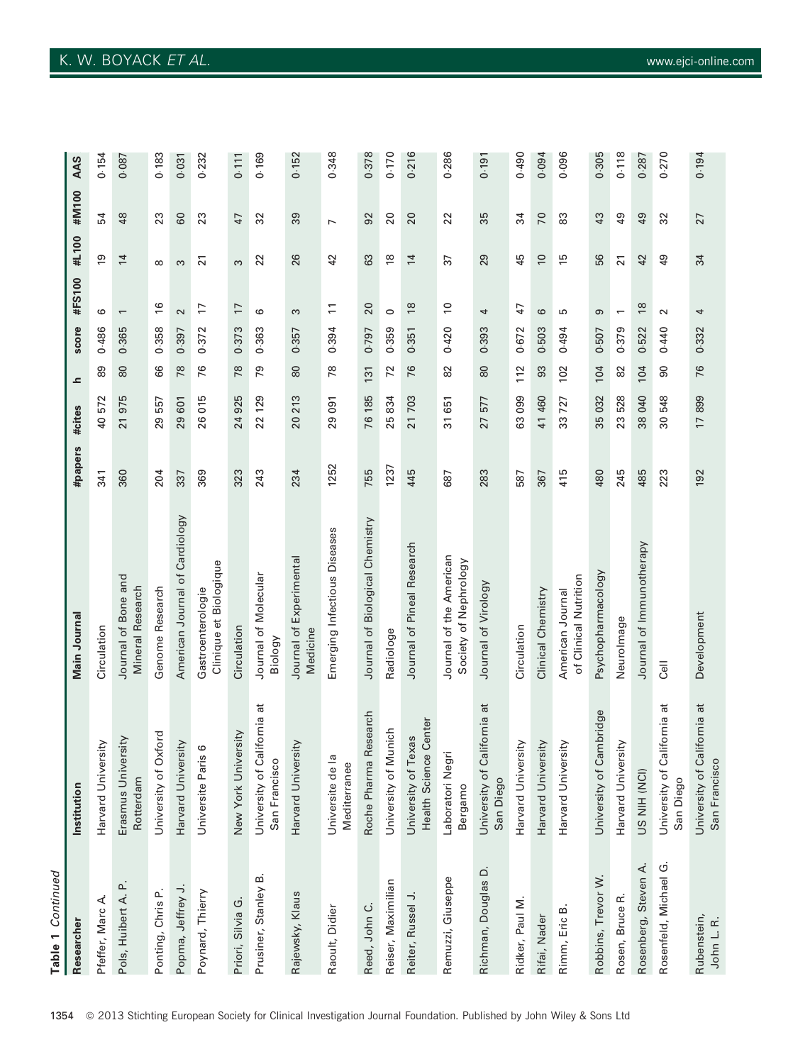**Table 1** *Continued*

| Researcher | Institution | Main Journal | #papers | #cites | h | score | #FS100 | #L100 | #M100 | AAS |
|---|---|---|---|---|---|---|---|---|---|---|
| Pfeffer, Marc A. | Harvard University | Circulation | 341 | 40 572 | 89 | 0·486 | 6 | 19 | 54 | 0·154 |
| Pols, Huibert A. P. | Erasmus University Rotterdam | Journal of Bone and Mineral Research | 360 | 21 975 | 80 | 0·365 | 1 | 14 | 48 | 0·087 |
| Ponting, Chris P. | University of Oxford | Genome Research | 204 | 29 557 | 66 | 0·358 | 16 | 8 | 23 | 0·183 |
| Popma, Jeffrey J. | Harvard University | American Journal of Cardiology | 337 | 29 601 | 78 | 0·397 | 2 | 3 | 60 | 0·031 |
| Poynard, Thierry | Universite Paris 6 | Gastroenterologie Clinique et Biologique | 369 | 26 015 | 76 | 0·372 | 17 | 21 | 23 | 0·232 |
| Priori, Silvia G. | New York University | Circulation | 323 | 24 925 | 78 | 0·373 | 17 | 3 | 47 | 0·111 |
| Prusiner, Stanley B. | University of California at San Francisco | Journal of Molecular Biology | 243 | 22 129 | 79 | 0·363 | 6 | 22 | 32 | 0·169 |
| Rajewsky, Klaus | Harvard University | Journal of Experimental Medicine | 234 | 20 213 | 80 | 0·357 | 3 | 26 | 39 | 0·152 |
| Raoult, Didier | Universite de la Mediterranee | Emerging Infectious Diseases | 1252 | 29 091 | 78 | 0·394 | 11 | 42 | 7 | 0·348 |
| Reed, John C. | Roche Pharma Research | Journal of Biological Chemistry | 755 | 76 185 | 131 | 0·797 | 20 | 63 | 92 | 0·378 |
| Reiser, Maximilian | University of Munich | Radiologe | 1237 | 25 834 | 72 | 0·359 | 0 | 18 | 20 | 0·170 |
| Reiter, Russel J. | University of Texas Health Science Center | Journal of Pineal Research | 445 | 21 703 | 76 | 0·351 | 18 | 14 | 20 | 0·216 |
| Remuzzi, Giuseppe | Laboratori Negri Bergamo | Journal of the American Society of Nephrology | 687 | 31 651 | 82 | 0·420 | 10 | 37 | 22 | 0·286 |
| Richman, Douglas D. | University of California at San Diego | Journal of Virology | 283 | 27 577 | 80 | 0·393 | 4 | 29 | 35 | 0·191 |
| Ridker, Paul M. | Harvard University | Circulation | 587 | 63 099 | 112 | 0·672 | 47 | 45 | 34 | 0·490 |
| Rifai, Nader | Harvard University | Clinical Chemistry | 367 | 41 460 | 93 | 0·503 | 6 | 10 | 70 | 0·094 |
| Rimm, Eric B. | Harvard University | American Journal of Clinical Nutrition | 415 | 33 727 | 102 | 0·494 | 5 | 15 | 83 | 0·096 |
| Robbins, Trevor W. | University of Cambridge | Psychopharmacology | 480 | 35 032 | 104 | 0·507 | 9 | 56 | 43 | 0·305 |
| Rosen, Bruce R. | Harvard University | NeuroImage | 245 | 23 528 | 82 | 0·379 | 1 | 21 | 49 | 0·118 |
| Rosenberg, Steven A. | US NIH (NCI) | Journal of Immunotherapy | 485 | 38 040 | 104 | 0·522 | 18 | 42 | 49 | 0·287 |
| Rosenfeld, Michael G. | University of California at San Diego | Cell | 223 | 30 548 | 90 | 0·440 | 2 | 49 | 32 | 0·270 |
| Rubenstein, John L. R. | University of California at San Francisco | Development | 192 | 17 899 | 76 | 0·332 | 4 | 34 | 27 | 0·194 |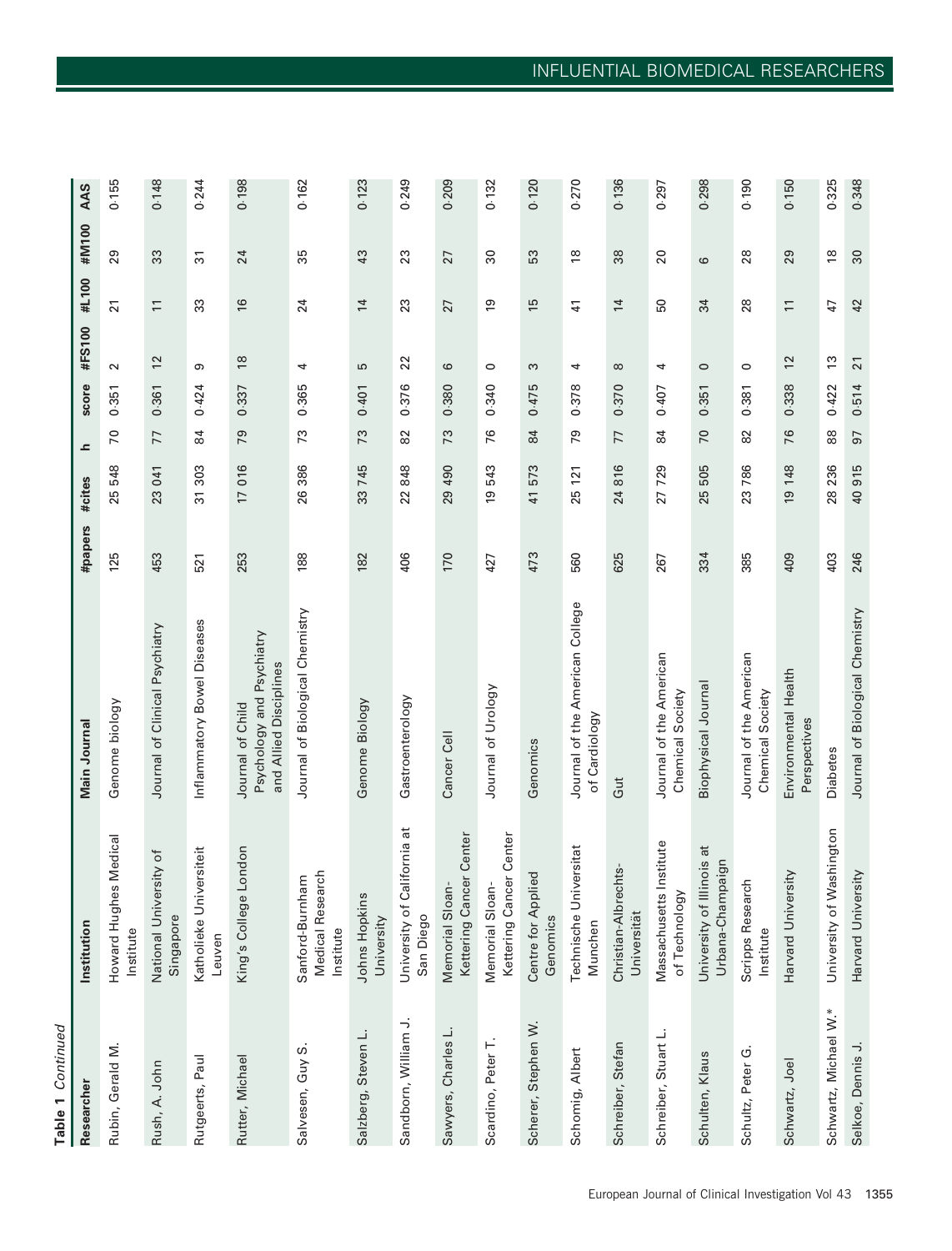**Table 1** *Continued*

| Researcher | Institution | Main Journal | #papers | #cites | h | score | #FS100 | #L100 | #M100 | AAS |
|---|---|---|---|---|---|---|---|---|---|---|
| Rubin, Gerald M. | Howard Hughes Medical Institute | Genome biology | 125 | 25 548 | 70 | 0·351 | 2 | 21 | 29 | 0·155 |
| Rush, A. John | National University of Singapore | Journal of Clinical Psychiatry | 453 | 23 041 | 77 | 0·361 | 12 | 11 | 33 | 0·148 |
| Rutgeerts, Paul | Katholieke Universiteit Leuven | Inflammatory Bowel Diseases | 521 | 31 303 | 84 | 0·424 | 9 | 33 | 31 | 0·244 |
| Rutter, Michael | King's College London | Journal of Child Psychology and Psychiatry and Allied Disciplines | 253 | 17 016 | 79 | 0·337 | 18 | 16 | 24 | 0·198 |
| Salvesen, Guy S. | Sanford-Burnham Medical Research Institute | Journal of Biological Chemistry | 188 | 26 386 | 73 | 0·365 | 4 | 24 | 35 | 0·162 |
| Salzberg, Steven L. | Johns Hopkins University | Genome Biology | 182 | 33 745 | 73 | 0·401 | 5 | 14 | 43 | 0·123 |
| Sandborn, William J. | University of California at San Diego | Gastroenterology | 406 | 22 848 | 82 | 0·376 | 22 | 23 | 23 | 0·249 |
| Sawyers, Charles L. | Memorial Sloan-Kettering Cancer Center | Cancer Cell | 170 | 29 490 | 73 | 0·380 | 6 | 27 | 27 | 0·209 |
| Scardino, Peter T. | Memorial Sloan-Kettering Cancer Center | Journal of Urology | 427 | 19 543 | 76 | 0·340 | 0 | 19 | 30 | 0·132 |
| Scherer, Stephen W. | Centre for Applied Genomics | Genomics | 473 | 41 573 | 84 | 0·475 | 3 | 15 | 53 | 0·120 |
| Schomig, Albert | Technische Universitat Munchen | Journal of the American College of Cardiology | 560 | 25 121 | 79 | 0·378 | 4 | 41 | 18 | 0·270 |
| Schreiber, Stefan | Christian-Albrechts-Universität | Gut | 625 | 24 816 | 77 | 0·370 | 8 | 14 | 38 | 0·136 |
| Schreiber, Stuart L. | Massachusetts Institute of Technology | Journal of the American Chemical Society | 267 | 27 729 | 84 | 0·407 | 4 | 50 | 20 | 0·297 |
| Schulten, Klaus | University of Illinois at Urbana-Champaign | Biophysical Journal | 334 | 25 505 | 70 | 0·351 | 0 | 34 | 6 | 0·298 |
| Schultz, Peter G. | Scripps Research Institute | Journal of the American Chemical Society | 385 | 23 786 | 82 | 0·381 | 0 | 28 | 28 | 0·190 |
| Schwartz, Joel | Harvard University | Environmental Health Perspectives | 409 | 19 148 | 76 | 0·338 | 12 | 11 | 29 | 0·150 |
| Schwartz, Michael W.* | University of Washington | Diabetes | 403 | 28 236 | 88 | 0·422 | 13 | 47 | 18 | 0·325 |
| Selkoe, Dennis J. | Harvard University | Journal of Biological Chemistry | 246 | 40 915 | 97 | 0·514 | 21 | 42 | 30 | 0·348 |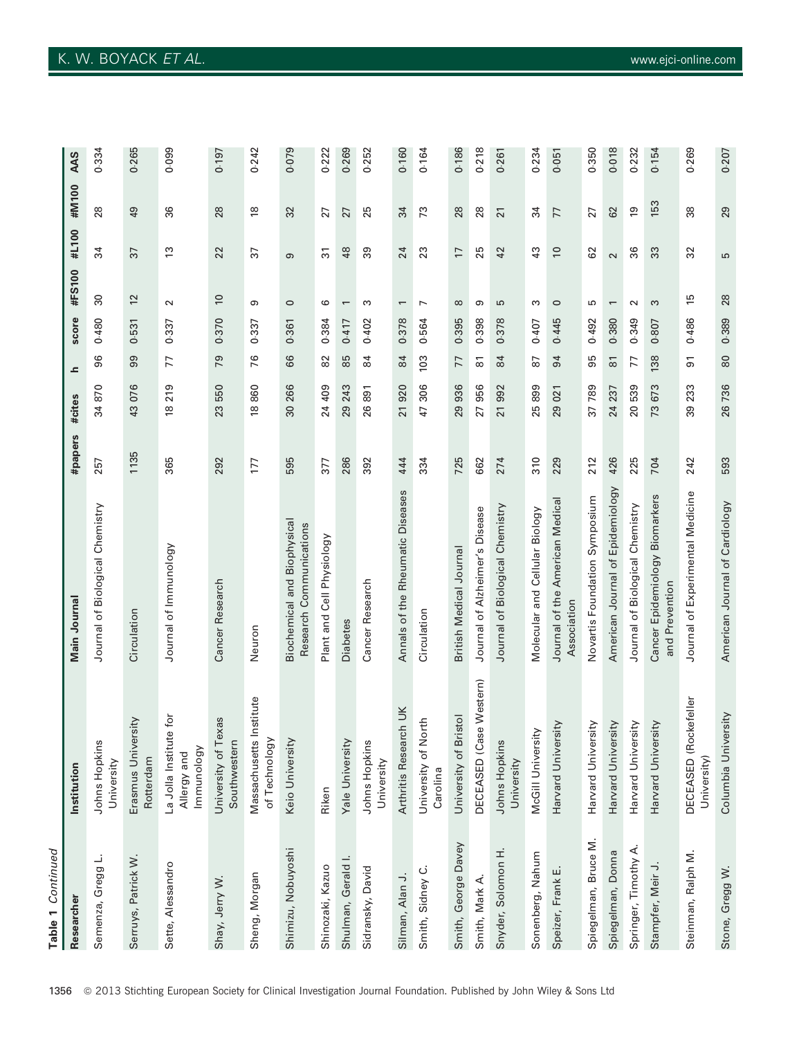**Table 1** *Continued*

| Researcher | Institution | Main Journal | #papers | #cites | h | score | #FS100 | #L100 | #M100 | AAS |
|---|---|---|---|---|---|---|---|---|---|---|
| Semenza, Gregg L. | Johns Hopkins University | Journal of Biological Chemistry | 257 | 34 870 | 96 | 0·480 | 30 | 34 | 28 | 0·334 |
| Serruys, Patrick W. | Erasmus University Rotterdam | Circulation | 1135 | 43 076 | 99 | 0·531 | 12 | 37 | 49 | 0·265 |
| Sette, Alessandro | La Jolla Institute for Allergy and Immunology | Journal of Immunology | 365 | 18 219 | 77 | 0·337 | 2 | 13 | 36 | 0·099 |
| Shay, Jerry W. | University of Texas Southwestern | Cancer Research | 292 | 23 550 | 79 | 0·370 | 10 | 22 | 28 | 0·197 |
| Sheng, Morgan | Massachusetts Institute of Technology | Neuron | 177 | 18 860 | 76 | 0·337 | 9 | 37 | 18 | 0·242 |
| Shimizu, Nobuyoshi | Keio University | Biochemical and Biophysical Research Communications | 595 | 30 266 | 66 | 0·361 | 0 | 9 | 32 | 0·079 |
| Shinozaki, Kazuo | Riken | Plant and Cell Physiology | 377 | 24 409 | 82 | 0·384 | 6 | 31 | 27 | 0·222 |
| Shulman, Gerald I. | Yale University | Diabetes | 286 | 29 243 | 85 | 0·417 | 1 | 48 | 27 | 0·269 |
| Sidransky, David | Johns Hopkins University | Cancer Research | 392 | 26 891 | 84 | 0·402 | 3 | 39 | 25 | 0·252 |
| Silman, Alan J. | Arthritis Research UK | Annals of the Rheumatic Diseases | 444 | 21 920 | 84 | 0·378 | 1 | 24 | 34 | 0·160 |
| Smith, Sidney C. | University of North Carolina | Circulation | 334 | 47 306 | 103 | 0·564 | 7 | 23 | 73 | 0·164 |
| Smith, George Davey | University of Bristol | British Medical Journal | 725 | 29 936 | 77 | 0·395 | 8 | 17 | 28 | 0·186 |
| Smith, Mark A. | DECEASED (Case Western) | Journal of Alzheimer's Disease | 662 | 27 956 | 81 | 0·398 | 9 | 25 | 28 | 0·218 |
| Snyder, Solomon H. | Johns Hopkins University | Journal of Biological Chemistry | 274 | 21 992 | 84 | 0·378 | 5 | 42 | 21 | 0·261 |
| Sonenberg, Nahum | McGill University | Molecular and Cellular Biology | 310 | 25 899 | 87 | 0·407 | 3 | 43 | 34 | 0·234 |
| Speizer, Frank E. | Harvard University | Journal of the American Medical Association | 229 | 29 021 | 94 | 0·445 | 0 | 10 | 77 | 0·051 |
| Spiegelman, Bruce M. | Harvard University | Novartis Foundation Symposium | 212 | 37 789 | 95 | 0·492 | 5 | 62 | 27 | 0·350 |
| Spiegelman, Donna | Harvard University | American Journal of Epidemiology | 426 | 24 237 | 81 | 0·380 | 1 | 2 | 62 | 0·018 |
| Springer, Timothy A. | Harvard University | Journal of Biological Chemistry | 225 | 20 539 | 77 | 0·349 | 2 | 36 | 19 | 0·232 |
| Stampfer, Meir J. | Harvard University | Cancer Epidemiology Biomarkers and Prevention | 704 | 73 673 | 138 | 0·807 | 3 | 33 | 153 | 0·154 |
| Steinman, Ralph M. | DECEASED (Rockefeller University) | Journal of Experimental Medicine | 242 | 39 233 | 91 | 0·486 | 15 | 32 | 38 | 0·269 |
| Stone, Gregg W. | Columbia University | American Journal of Cardiology | 593 | 26 736 | 80 | 0·389 | 28 | 5 | 29 | 0·207 |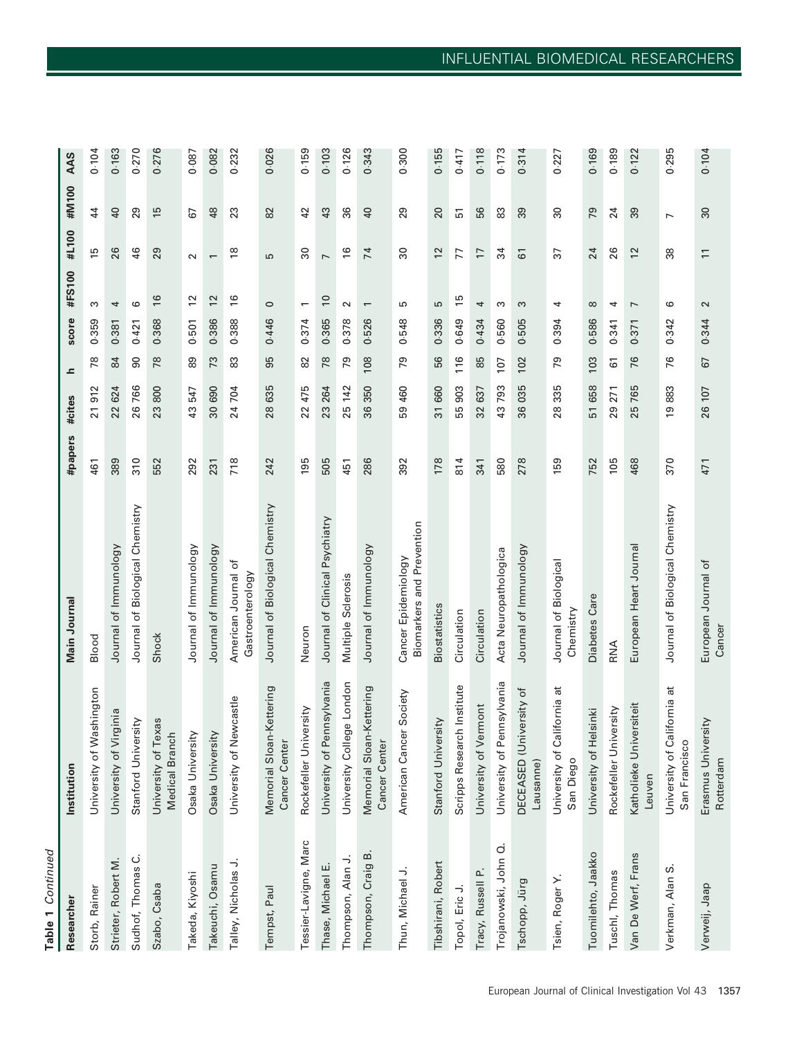**Table 1** *Continued*

| Researcher | Institution | Main Journal | #papers | #cites | h | score | #FS100 | #L100 | #M100 | AAS |
|---|---|---|---|---|---|---|---|---|---|---|
| Storb, Rainer | University of Washington | Blood | 461 | 21 912 | 78 | 0·359 | 3 | 15 | 44 | 0·104 |
| Strieter, Robert M. | University of Virginia | Journal of Immunology | 389 | 22 624 | 84 | 0·381 | 4 | 26 | 40 | 0·163 |
| Sudhof, Thomas C. | Stanford University | Journal of Biological Chemistry | 310 | 26 766 | 90 | 0·421 | 6 | 46 | 29 | 0·270 |
| Szabo, Csaba | University of Texas Medical Branch | Shock | 552 | 23 800 | 78 | 0·368 | 16 | 29 | 15 | 0·276 |
| Takeda, Kiyoshi | Osaka University | Journal of Immunology | 292 | 43 547 | 89 | 0·501 | 12 | 2 | 67 | 0·087 |
| Takeuchi, Osamu | Osaka University | Journal of Immunology | 231 | 30 690 | 73 | 0·386 | 12 | 1 | 48 | 0·082 |
| Talley, Nicholas J. | University of Newcastle | American Journal of Gastroenterology | 718 | 24 704 | 83 | 0·388 | 16 | 18 | 23 | 0·232 |
| Tempst, Paul | Memorial Sloan-Kettering Cancer Center | Journal of Biological Chemistry | 242 | 28 635 | 95 | 0·446 | 0 | 5 | 82 | 0·026 |
| Tessier-Lavigne, Marc | Rockefeller University | Neuron | 195 | 22 475 | 82 | 0·374 | 1 | 30 | 42 | 0·159 |
| Thase, Michael E. | University of Pennsylvania | Journal of Clinical Psychiatry | 505 | 23 264 | 78 | 0·365 | 10 | 7 | 43 | 0·103 |
| Thompson, Alan J. | University College London | Multiple Sclerosis | 451 | 25 142 | 79 | 0·378 | 2 | 16 | 36 | 0·126 |
| Thompson, Craig B. | Memorial Sloan-Kettering Cancer Center | Journal of Immunology | 286 | 36 350 | 108 | 0·526 | 1 | 74 | 40 | 0·343 |
| Thun, Michael J. | American Cancer Society | Cancer Epidemiology Biomarkers and Prevention | 392 | 59 460 | 79 | 0·548 | 5 | 30 | 29 | 0·300 |
| Tibshirani, Robert | Stanford University | Biostatistics | 178 | 31 660 | 56 | 0·336 | 5 | 12 | 20 | 0·155 |
| Topol, Eric J. | Scripps Research Institute | Circulation | 814 | 55 903 | 116 | 0·649 | 15 | 77 | 51 | 0·417 |
| Tracy, Russell P. | University of Vermont | Circulation | 341 | 32 637 | 85 | 0·434 | 4 | 17 | 56 | 0·118 |
| Trojanowski, John Q. | University of Pennsylvania | Acta Neuropathologica | 580 | 43 793 | 107 | 0·560 | 3 | 34 | 83 | 0·173 |
| Tschopp, Jürg | DECEASED (University of Lausanne) | Journal of Immunology | 278 | 36 035 | 102 | 0·505 | 3 | 61 | 39 | 0·314 |
| Tsien, Roger Y. | University of California at San Diego | Journal of Biological Chemistry | 159 | 28 335 | 79 | 0·394 | 4 | 37 | 30 | 0·227 |
| Tuomilehto, Jaakko | University of Helsinki | Diabetes Care | 752 | 51 658 | 103 | 0·586 | 8 | 24 | 79 | 0·169 |
| Tuschl, Thomas | Rockefeller University | RNA | 105 | 29 271 | 61 | 0·341 | 4 | 26 | 24 | 0·189 |
| Van De Werf, Frans | Katholieke Universiteit Leuven | European Heart Journal | 468 | 25 765 | 76 | 0·371 | 7 | 12 | 39 | 0·122 |
| Verkman, Alan S. | University of California at San Francisco | Journal of Biological Chemistry | 370 | 19 883 | 76 | 0·342 | 6 | 38 | 7 | 0·295 |
| Verweij, Jaap | Erasmus University Rotterdam | European Journal of Cancer | 471 | 26 107 | 67 | 0·344 | 2 | 11 | 30 | 0·104 |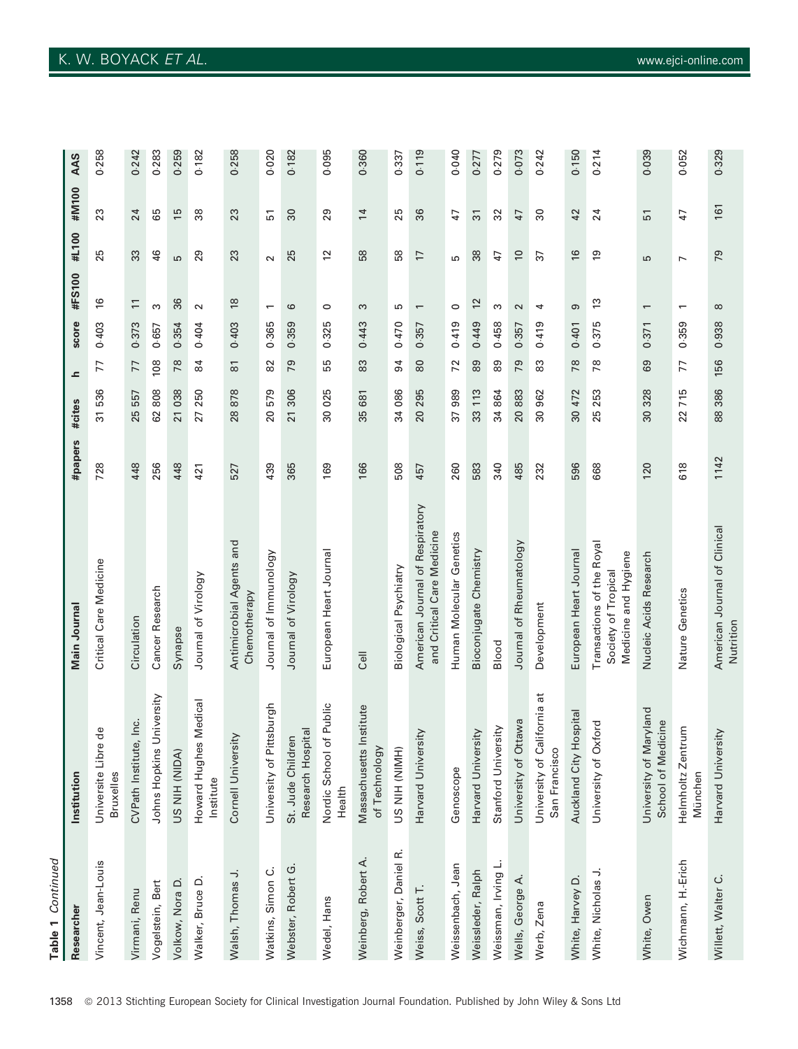**Table 1** *Continued*

| Researcher | Institution | Main Journal | #papers | #cites | h | score | #FS100 | #L100 | #M100 | AAS |
|---|---|---|---|---|---|---|---|---|---|---|
| Vincent, Jean-Louis | Universite Libre de Bruxelles | Critical Care Medicine | 728 | 31 536 | 77 | 0·403 | 16 | 25 | 23 | 0·258 |
| Virmani, Renu | CVPath Institute, Inc. | Circulation | 448 | 25 557 | 77 | 0·373 | 11 | 33 | 24 | 0·242 |
| Vogelstein, Bert | Johns Hopkins University | Cancer Research | 256 | 62 808 | 108 | 0·657 | 3 | 46 | 65 | 0·283 |
| Volkow, Nora D. | US NIH (NIDA) | Synapse | 448 | 21 038 | 78 | 0·354 | 36 | 5 | 15 | 0·259 |
| Walker, Bruce D. | Howard Hughes Medical Institute | Journal of Virology | 421 | 27 250 | 84 | 0·404 | 2 | 29 | 38 | 0·182 |
| Walsh, Thomas J. | Cornell University | Antimicrobial Agents and Chemotherapy | 527 | 28 878 | 81 | 0·403 | 18 | 23 | 23 | 0·258 |
| Watkins, Simon C. | University of Pittsburgh | Journal of Immunology | 439 | 20 579 | 82 | 0·365 | 1 | 2 | 51 | 0·020 |
| Webster, Robert G. | St. Jude Children Research Hospital | Journal of Virology | 365 | 21 306 | 79 | 0·359 | 6 | 25 | 30 | 0·182 |
| Wedel, Hans | Nordic School of Public Health | European Heart Journal | 169 | 30 025 | 55 | 0·325 | 0 | 12 | 29 | 0·095 |
| Weinberg, Robert A. | Massachusetts Institute of Technology | Cell | 166 | 35 681 | 83 | 0·443 | 3 | 58 | 14 | 0·360 |
| Weinberger, Daniel R. | US NIH (NIMH) | Biological Psychiatry | 508 | 34 086 | 94 | 0·470 | 5 | 58 | 25 | 0·337 |
| Weiss, Scott T. | Harvard University | American Journal of Respiratory and Critical Care Medicine | 457 | 20 295 | 80 | 0·357 | 1 | 17 | 36 | 0·119 |
| Weissenbach, Jean | Genoscope | Human Molecular Genetics | 260 | 37 989 | 72 | 0·419 | 0 | 5 | 47 | 0·040 |
| Weissleder, Ralph | Harvard University | Bioconjugate Chemistry | 583 | 33 113 | 89 | 0·449 | 12 | 38 | 31 | 0·277 |
| Weissman, Irving L. | Stanford University | Blood | 340 | 34 864 | 89 | 0·458 | 3 | 47 | 32 | 0·279 |
| Wells, George A. | University of Ottawa | Journal of Rheumatology | 485 | 20 883 | 79 | 0·357 | 2 | 10 | 47 | 0·073 |
| Werb, Zena | University of California at San Francisco | Development | 232 | 30 962 | 83 | 0·419 | 4 | 37 | 30 | 0·242 |
| White, Harvey D. | Auckland City Hospital | European Heart Journal | 596 | 30 472 | 78 | 0·401 | 9 | 16 | 42 | 0·150 |
| White, Nicholas J. | University of Oxford | Transactions of the Royal Society of Tropical Medicine and Hygiene | 668 | 25 253 | 78 | 0·375 | 13 | 19 | 24 | 0·214 |
| White, Owen | University of Maryland School of Medicine | Nucleic Acids Research | 120 | 30 328 | 69 | 0·371 | 1 | 5 | 51 | 0·039 |
| Wichmann, H.-Erich | Helmholtz Zentrum München | Nature Genetics | 618 | 22 715 | 77 | 0·359 | 1 | 7 | 47 | 0·052 |
| Willett, Walter C. | Harvard University | American Journal of Clinical Nutrition | 1142 | 88 386 | 156 | 0·938 | 8 | 79 | 161 | 0·329 |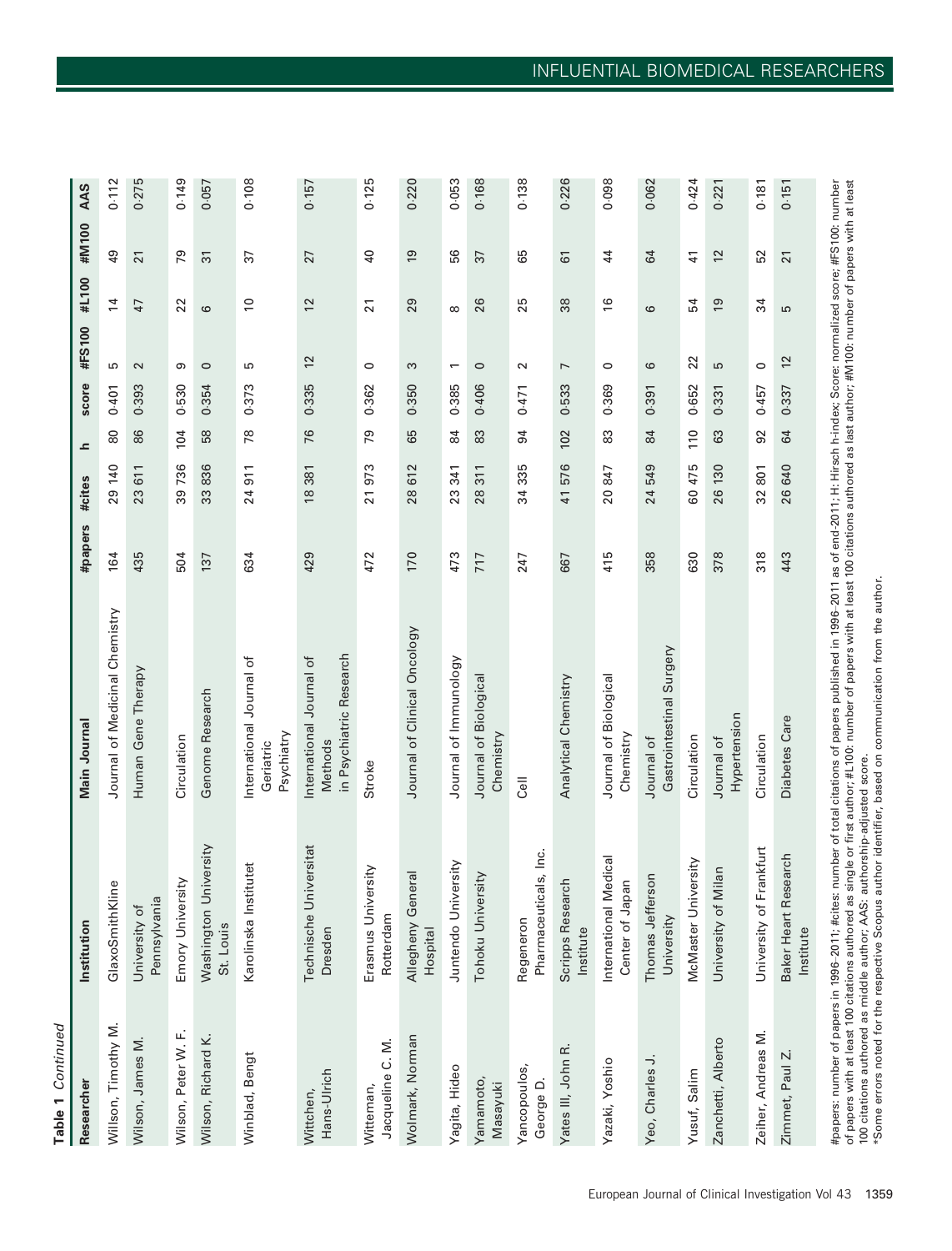**Table 1** *Continued*

| Researcher | Institution | Main Journal | #papers | #cites | h | score | #FS100 | #L100 | #M100 | AAS |
|---|---|---|---|---|---|---|---|---|---|---|
| Willson, Timothy M. | GlaxoSmithKline | Journal of Medicinal Chemistry | 164 | 29 140 | 80 | 0·401 | 5 | 14 | 49 | 0·112 |
| Wilson, James M. | University of Pennsylvania | Human Gene Therapy | 435 | 23 611 | 86 | 0·393 | 2 | 47 | 21 | 0·275 |
| Wilson, Peter W. F. | Emory University | Circulation | 504 | 39 736 | 104 | 0·530 | 9 | 22 | 79 | 0·149 |
| Wilson, Richard K. | Washington University St. Louis | Genome Research | 137 | 33 836 | 58 | 0·354 | 0 | 6 | 31 | 0·057 |
| Winblad, Bengt | Karolinska Institutet | International Journal of Geriatric Psychiatry | 634 | 24 911 | 78 | 0·373 | 5 | 10 | 37 | 0·108 |
| Wittchen, Hans-Ulrich | Technische Universitat Dresden | International Journal of Methods in Psychiatric Research | 429 | 18 381 | 76 | 0·335 | 12 | 12 | 27 | 0·157 |
| Witteman, Jacqueline C. M. | Erasmus University Rotterdam | Stroke | 472 | 21 973 | 79 | 0·362 | 0 | 21 | 40 | 0·125 |
| Wolmark, Norman | Allegheny General Hospital | Journal of Clinical Oncology | 170 | 28 612 | 65 | 0·350 | 3 | 29 | 19 | 0·220 |
| Yagita, Hideo | Juntendo University | Journal of Immunology | 473 | 23 341 | 84 | 0·385 | 1 | 8 | 56 | 0·053 |
| Yamamoto, Masayuki | Tohoku University | Journal of Biological Chemistry | 717 | 28 311 | 83 | 0·406 | 0 | 26 | 37 | 0·168 |
| Yancopoulos, George D. | Regeneron Pharmaceuticals, Inc. | Cell | 247 | 34 335 | 94 | 0·471 | 2 | 25 | 65 | 0·138 |
| Yates III, John R. | Scripps Research Institute | Analytical Chemistry | 667 | 41 576 | 102 | 0·533 | 7 | 38 | 61 | 0·226 |
| Yazaki, Yoshio | International Medical Center of Japan | Journal of Biological Chemistry | 415 | 20 847 | 83 | 0·369 | 0 | 16 | 44 | 0·098 |
| Yeo, Charles J. | Thomas Jefferson University | Journal of Gastrointestinal Surgery | 358 | 24 549 | 84 | 0·391 | 6 | 6 | 64 | 0·062 |
| Yusuf, Salim | McMaster University | Circulation | 630 | 60 475 | 110 | 0·652 | 22 | 54 | 41 | 0·424 |
| Zanchetti, Alberto | University of Milan | Journal of Hypertension | 378 | 26 130 | 63 | 0·331 | 5 | 19 | 12 | 0·221 |
| Zeiher, Andreas M. | University of Frankfurt | Circulation | 318 | 32 801 | 92 | 0·457 | 0 | 34 | 52 | 0·181 |
| Zimmet, Paul Z. | Baker Heart Research Institute | Diabetes Care | 443 | 26 640 | 64 | 0·337 | 12 | 5 | 21 | 0·151 |

#papers: number of papers in 1996–2011; #cites: number of total citations of papers published in 1996–2011 as of end-2011; H: Hirsch h-index; Score: normalized score; #FS100: number of papers with at least 100 citations authored as single or first author; #L100: number of papers with at least 100 citations authored as last author; #M100: number of papers with at least 100 citations authored as middle author; AAS: authorship-adjusted score.
*Some errors noted for the respective Scopus author identifier, based on communication from the author.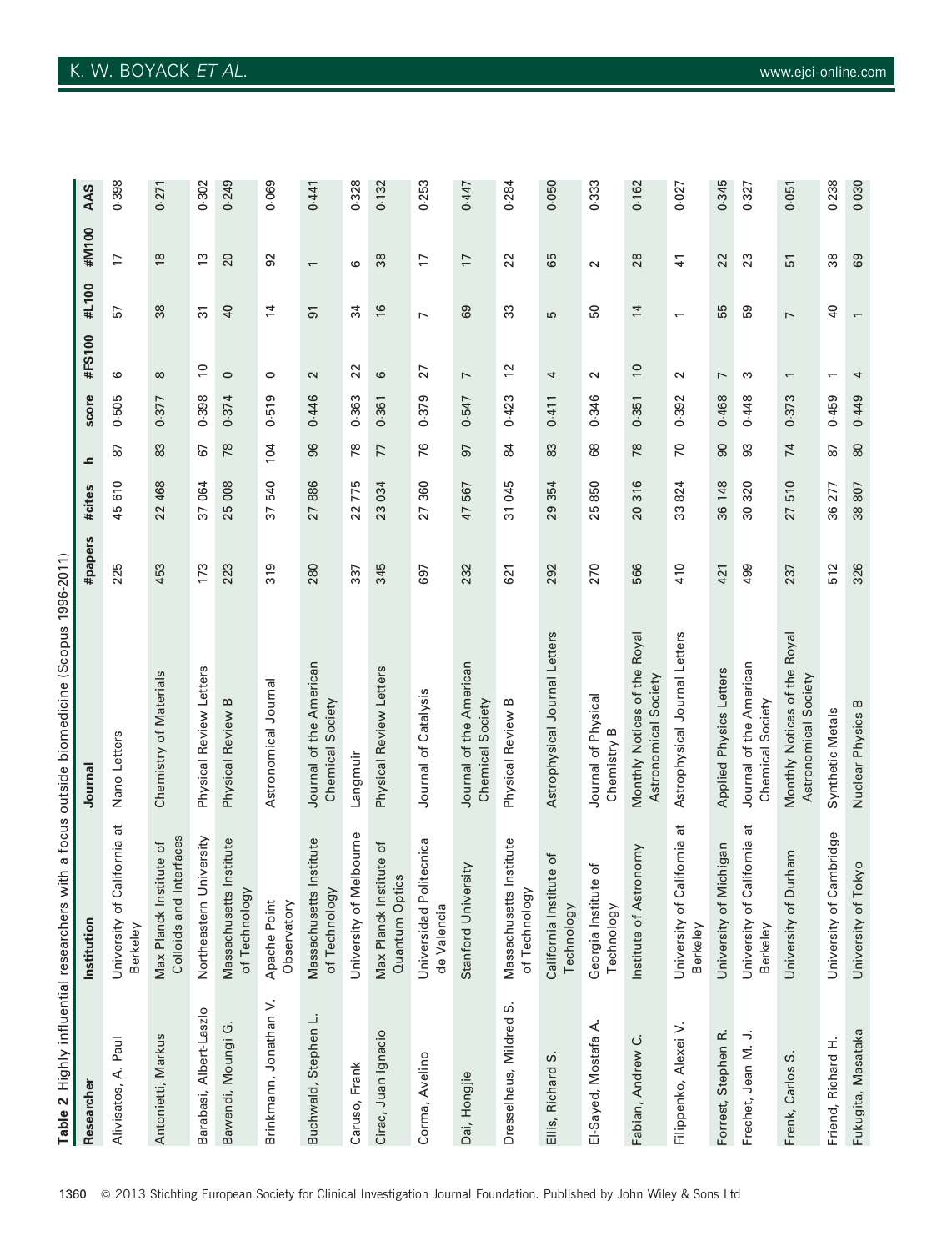**Table 2** Highly influential researchers with a focus outside biomedicine (Scopus 1996-2011)

| Researcher | Institution | Journal | #papers | #cites | h | score | #FS100 | #L100 | #M100 | AAS |
|---|---|---|---|---|---|---|---|---|---|---|
| Alivisatos, A. Paul | University of California at Berkeley | Nano Letters | 225 | 45 610 | 87 | 0·505 | 6 | 57 | 17 | 0·398 |
| Antonietti, Markus | Max Planck Institute of Colloids and Interfaces | Chemistry of Materials | 453 | 22 468 | 83 | 0·377 | 8 | 38 | 18 | 0·271 |
| Barabasi, Albert-Laszlo | Northeastern University | Physical Review Letters | 173 | 37 064 | 67 | 0·398 | 10 | 31 | 13 | 0·302 |
| Bawendi, Moungi G. | Massachusetts Institute of Technology | Physical Review B | 223 | 25 008 | 78 | 0·374 | 0 | 40 | 20 | 0·249 |
| Brinkmann, Jonathan V. | Apache Point Observatory | Astronomical Journal | 319 | 37 540 | 104 | 0·519 | 0 | 14 | 92 | 0·069 |
| Buchwald, Stephen L. | Massachusetts Institute of Technology | Journal of the American Chemical Society | 280 | 27 886 | 96 | 0·446 | 2 | 91 | 1 | 0·441 |
| Caruso, Frank | University of Melbourne | Langmuir | 337 | 22 775 | 78 | 0·363 | 22 | 34 | 6 | 0·328 |
| Cirac, Juan Ignacio | Max Planck Institute of Quantum Optics | Physical Review Letters | 345 | 23 034 | 77 | 0·361 | 6 | 16 | 38 | 0·132 |
| Corma, Avelino | Universidad Politecnica de Valencia | Journal of Catalysis | 697 | 27 360 | 76 | 0·379 | 27 | 7 | 17 | 0·253 |
| Dai, Hongjie | Stanford University | Journal of the American Chemical Society | 232 | 47 567 | 97 | 0·547 | 7 | 69 | 17 | 0·447 |
| Dresselhaus, Mildred S. | Massachusetts Institute of Technology | Physical Review B | 621 | 31 045 | 84 | 0·423 | 12 | 33 | 22 | 0·284 |
| Ellis, Richard S. | California Institute of Technology | Astrophysical Journal Letters | 292 | 29 354 | 83 | 0·411 | 4 | 5 | 65 | 0·050 |
| El-Sayed, Mostafa A. | Georgia Institute of Technology | Journal of Physical Chemistry B | 270 | 25 850 | 68 | 0·346 | 2 | 50 | 2 | 0·333 |
| Fabian, Andrew C. | Institute of Astronomy | Monthly Notices of the Royal Astronomical Society | 566 | 20 316 | 78 | 0·351 | 10 | 14 | 28 | 0·162 |
| Filippenko, Alexei V. | University of California at Berkeley | Astrophysical Journal Letters | 410 | 33 824 | 70 | 0·392 | 2 | 1 | 41 | 0·027 |
| Forrest, Stephen R. | University of Michigan | Applied Physics Letters | 421 | 36 148 | 90 | 0·468 | 7 | 55 | 22 | 0·345 |
| Frechet, Jean M. J. | University of California at Berkeley | Journal of the American Chemical Society | 499 | 30 320 | 93 | 0·448 | 3 | 59 | 23 | 0·327 |
| Frenk, Carlos S. | University of Durham | Monthly Notices of the Royal Astronomical Society | 237 | 27 510 | 74 | 0·373 | 1 | 7 | 51 | 0·051 |
| Friend, Richard H. | University of Cambridge | Synthetic Metals | 512 | 36 277 | 87 | 0·459 | 1 | 40 | 38 | 0·238 |
| Fukugita, Masataka | University of Tokyo | Nuclear Physics B | 326 | 38 807 | 80 | 0·449 | 4 | 1 | 69 | 0·030 |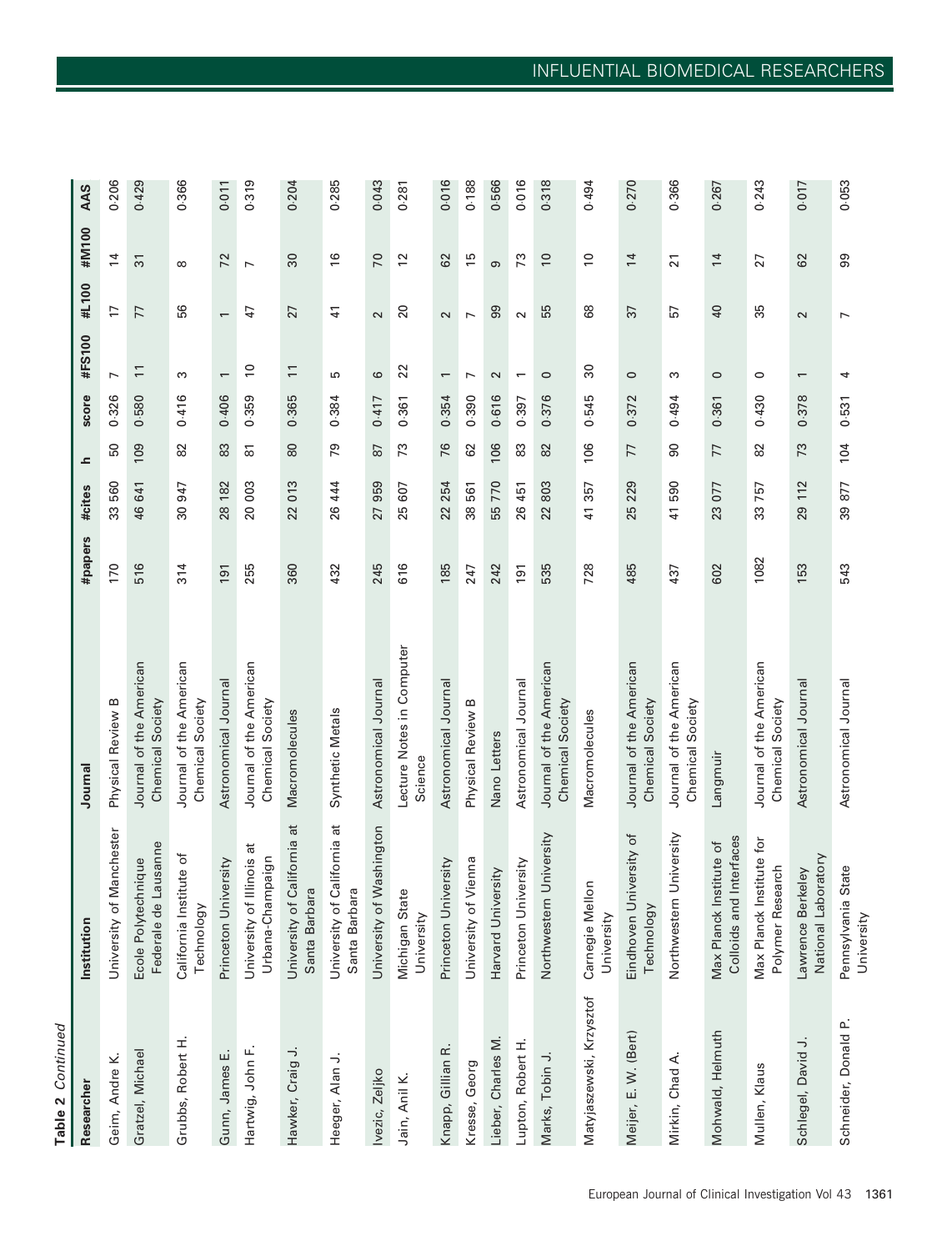**Table 2** *Continued*

| Researcher | Institution | Journal | #papers | #cites | h | score | #FS100 | #L100 | #M100 | AAS |
|---|---|---|---|---|---|---|---|---|---|---|
| Geim, Andre K. | University of Manchester | Physical Review B | 170 | 33 560 | 50 | 0·326 | 7 | 17 | 14 | 0·206 |
| Gratzel, Michael | Ecole Polytechnique Federale de Lausanne | Journal of the American Chemical Society | 516 | 46 641 | 109 | 0·580 | 11 | 77 | 31 | 0·429 |
| Grubbs, Robert H. | California Institute of Technology | Journal of the American Chemical Society | 314 | 30 947 | 82 | 0·416 | 3 | 56 | 8 | 0·366 |
| Gunn, James E. | Princeton University | Astronomical Journal | 191 | 28 182 | 83 | 0·406 | 1 | 1 | 72 | 0·011 |
| Hartwig, John F. | University of Illinois at Urbana-Champaign | Journal of the American Chemical Society | 255 | 20 003 | 81 | 0·359 | 10 | 47 | 7 | 0·319 |
| Hawker, Craig J. | University of California at Santa Barbara | Macromolecules | 360 | 22 013 | 80 | 0·365 | 11 | 27 | 30 | 0·204 |
| Heeger, Alan J. | University of California at Santa Barbara | Synthetic Metals | 432 | 26 444 | 79 | 0·384 | 5 | 41 | 16 | 0·285 |
| Ivezic, Zeljko | University of Washington | Astronomical Journal | 245 | 27 959 | 87 | 0·417 | 6 | 2 | 70 | 0·043 |
| Jain, Anil K. | Michigan State University | Lecture Notes in Computer Science | 616 | 25 607 | 73 | 0·361 | 22 | 20 | 12 | 0·281 |
| Knapp, Gillian R. | Princeton University | Astronomical Journal | 185 | 22 254 | 76 | 0·354 | 1 | 2 | 62 | 0·016 |
| Kresse, Georg | University of Vienna | Physical Review B | 247 | 38 561 | 62 | 0·390 | 7 | 7 | 15 | 0·188 |
| Lieber, Charles M. | Harvard University | Nano Letters | 242 | 55 770 | 106 | 0·616 | 2 | 99 | 9 | 0·566 |
| Lupton, Robert H. | Princeton University | Astronomical Journal | 191 | 26 451 | 83 | 0·397 | 1 | 2 | 73 | 0·016 |
| Marks, Tobin J. | Northwestern University | Journal of the American Chemical Society | 535 | 22 803 | 82 | 0·376 | 0 | 55 | 10 | 0·318 |
| Matyjaszewski, Krzysztof | Carnegie Mellon University | Macromolecules | 728 | 41 357 | 106 | 0·545 | 30 | 68 | 10 | 0·494 |
| Meijer, E. W. (Bert) | Eindhoven University of Technology | Journal of the American Chemical Society | 485 | 25 229 | 77 | 0·372 | 0 | 37 | 14 | 0·270 |
| Mirkin, Chad A. | Northwestern University | Journal of the American Chemical Society | 437 | 41 590 | 90 | 0·494 | 3 | 57 | 21 | 0·366 |
| Mohwald, Helmuth | Max Planck Institute of Colloids and Interfaces | Langmuir | 602 | 23 077 | 77 | 0·361 | 0 | 40 | 14 | 0·267 |
| Mullen, Klaus | Max Planck Institute for Polymer Research | Journal of the American Chemical Society | 1082 | 33 757 | 82 | 0·430 | 0 | 35 | 27 | 0·243 |
| Schlegel, David J. | Lawrence Berkeley National Laboratory | Astronomical Journal | 153 | 29 112 | 73 | 0·378 | 1 | 2 | 62 | 0·017 |
| Schneider, Donald P. | Pennsylvania State University | Astronomical Journal | 543 | 39 877 | 104 | 0·531 | 4 | 7 | 99 | 0·053 |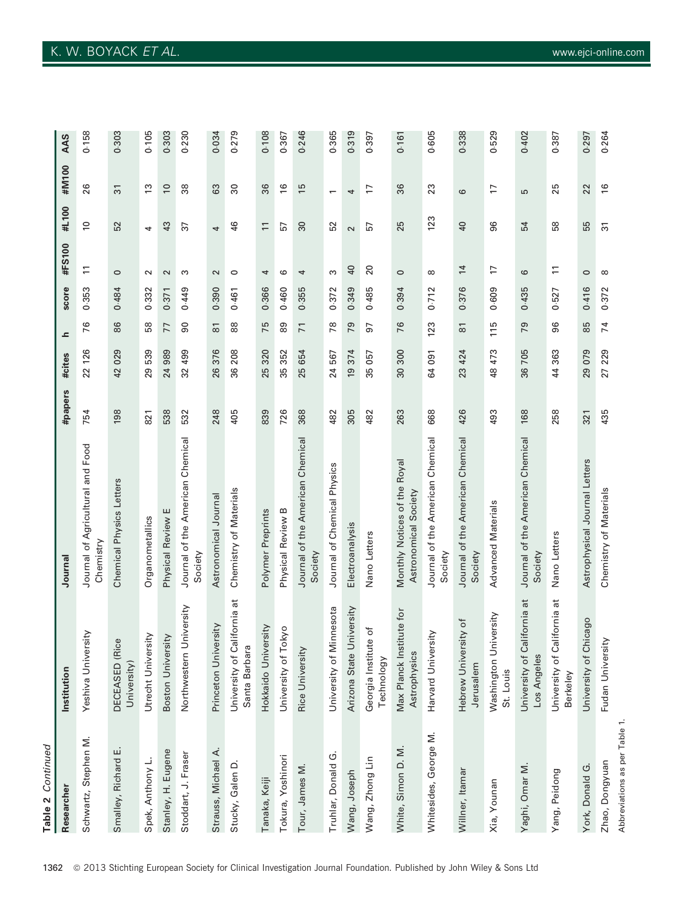**Table 2** *Continued*

| Researcher | Institution | Journal | #papers | #cites | h | score | #FS100 | #L100 | #M100 | AAS |
|---|---|---|---|---|---|---|---|---|---|---|
| Schwartz, Stephen M. | Yeshiva University | Journal of Agricultural and Food Chemistry | 754 | 22 126 | 76 | 0·353 | 11 | 10 | 26 | 0·158 |
| Smalley, Richard E. | DECEASED (Rice University) | Chemical Physics Letters | 198 | 42 029 | 86 | 0·484 | 0 | 52 | 31 | 0·303 |
| Spek, Anthony L. | Utrecht University | Organometallics | 821 | 29 539 | 58 | 0·332 | 2 | 4 | 13 | 0·105 |
| Stanley, H. Eugene | Boston University | Physical Review E | 538 | 24 989 | 77 | 0·371 | 2 | 43 | 10 | 0·303 |
| Stoddart, J. Fraser | Northwestern University | Journal of the American Chemical Society | 532 | 32 499 | 90 | 0·449 | 3 | 37 | 38 | 0·230 |
| Strauss, Michael A. | Princeton University | Astronomical Journal | 248 | 26 376 | 81 | 0·390 | 2 | 4 | 63 | 0·034 |
| Stucky, Galen D. | University of California at Santa Barbara | Chemistry of Materials | 405 | 36 208 | 88 | 0·461 | 0 | 46 | 30 | 0·279 |
| Tanaka, Keiji | Hokkaido University | Polymer Preprints | 839 | 25 320 | 75 | 0·366 | 4 | 11 | 36 | 0·108 |
| Tokura, Yoshinori | University of Tokyo | Physical Review B | 726 | 35 352 | 89 | 0·460 | 6 | 57 | 16 | 0·367 |
| Tour, James M. | Rice University | Journal of the American Chemical Society | 368 | 25 654 | 71 | 0·355 | 4 | 30 | 15 | 0·246 |
| Truhlar, Donald G. | University of Minnesota | Journal of Chemical Physics | 482 | 24 567 | 78 | 0·372 | 3 | 52 | 1 | 0·365 |
| Wang, Joseph | Arizona State University | Electroanalysis | 305 | 19 374 | 79 | 0·349 | 40 | 2 | 4 | 0·319 |
| Wang, Zhong Lin | Georgia Institute of Technology | Nano Letters | 482 | 35 057 | 97 | 0·485 | 20 | 57 | 17 | 0·397 |
| White, Simon D. M. | Max Planck Institute for Astrophysics | Monthly Notices of the Royal Astronomical Society | 263 | 30 300 | 76 | 0·394 | 0 | 25 | 36 | 0·161 |
| Whitesides, George M. | Harvard University | Journal of the American Chemical Society | 668 | 64 091 | 123 | 0·712 | 8 | 123 | 23 | 0·605 |
| Willner, Itamar | Hebrew University of Jerusalem | Journal of the American Chemical Society | 426 | 23 424 | 81 | 0·376 | 14 | 40 | 6 | 0·338 |
| Xia, Younan | Washington University St. Louis | Advanced Materials | 493 | 48 473 | 115 | 0·609 | 17 | 96 | 17 | 0·529 |
| Yaghi, Omar M. | University of California at Los Angeles | Journal of the American Chemical Society | 168 | 36 705 | 79 | 0·435 | 6 | 54 | 5 | 0·402 |
| Yang, Peidong | University of California at Berkeley | Nano Letters | 258 | 44 363 | 96 | 0·527 | 11 | 58 | 25 | 0·387 |
| York, Donald G. | University of Chicago | Astrophysical Journal Letters | 321 | 29 079 | 85 | 0·416 | 0 | 55 | 22 | 0·297 |
| Zhao, Dongyuan | Fudan University | Chemistry of Materials | 435 | 27 229 | 74 | 0·372 | 8 | 31 | 16 | 0·264 |

Abbreviations as per Table 1.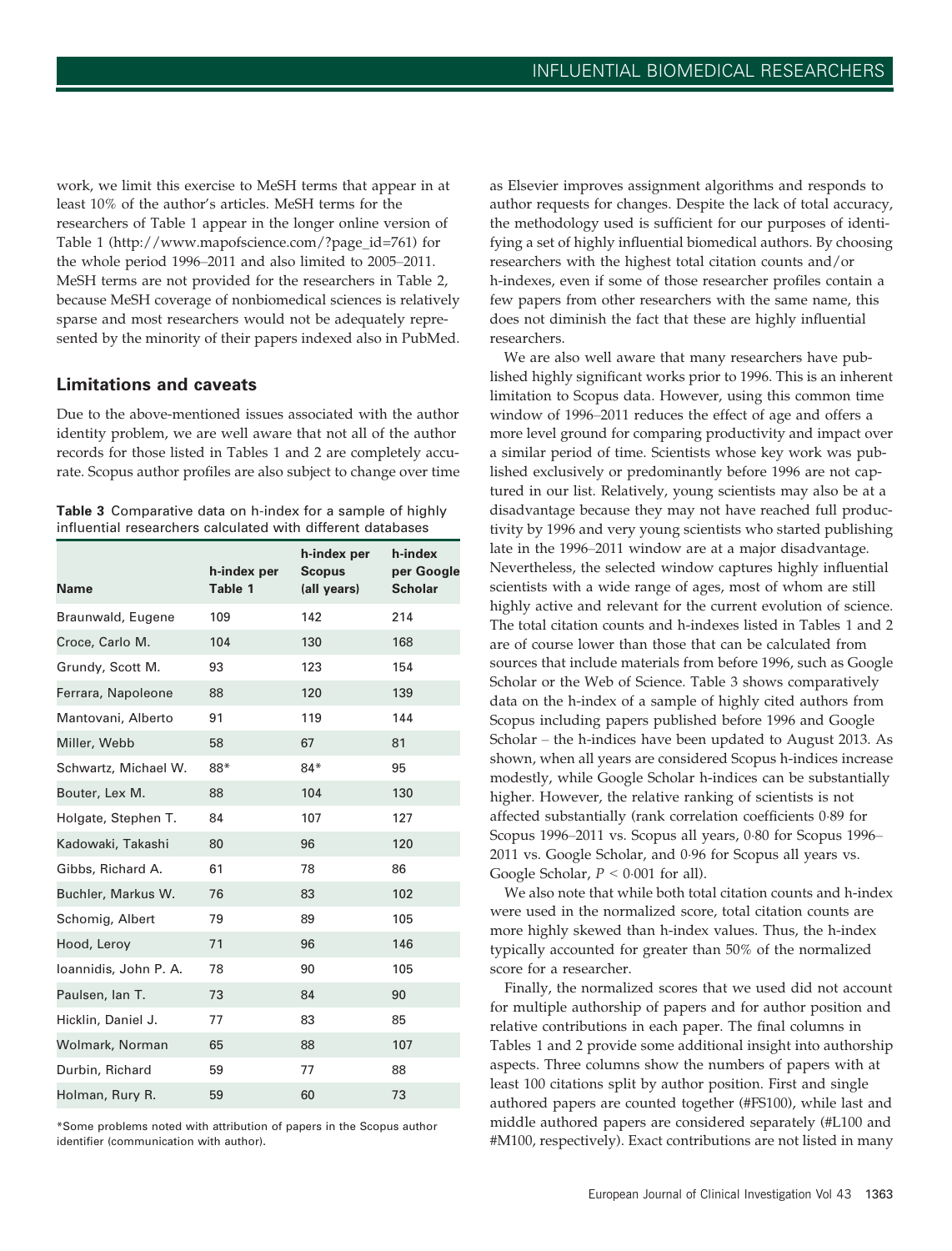work, we limit this exercise to MeSH terms that appear in at least 10% of the author's articles. MeSH terms for the researchers of Table 1 appear in the longer online version of Table 1 (http://www.mapofscience.com/?page_id=761) for the whole period 1996–2011 and also limited to 2005–2011. MeSH terms are not provided for the researchers in Table 2, because MeSH coverage of nonbiomedical sciences is relatively sparse and most researchers would not be adequately represented by the minority of their papers indexed also in PubMed.

## Limitations and caveats

Due to the above-mentioned issues associated with the author identity problem, we are well aware that not all of the author records for those listed in Tables 1 and 2 are completely accurate. Scopus author profiles are also subject to change over time as Elsevier improves assignment algorithms and responds to author requests for changes. Despite the lack of total accuracy, the methodology used is sufficient for our purposes of identifying a set of highly influential biomedical authors. By choosing researchers with the highest total citation counts and/or h-indexes, even if some of those researcher profiles contain a few papers from other researchers with the same name, this does not diminish the fact that these are highly influential researchers.

**Table 3** Comparative data on h-index for a sample of highly influential researchers calculated with different databases

| Name | h-index per Table 1 | h-index per Scopus (all years) | h-index per Google Scholar |
|---|---|---|---|
| Braunwald, Eugene | 109 | 142 | 214 |
| Croce, Carlo M. | 104 | 130 | 168 |
| Grundy, Scott M. | 93 | 123 | 154 |
| Ferrara, Napoleone | 88 | 120 | 139 |
| Mantovani, Alberto | 91 | 119 | 144 |
| Miller, Webb | 58 | 67 | 81 |
| Schwartz, Michael W. | 88* | 84* | 95 |
| Bouter, Lex M. | 88 | 104 | 130 |
| Holgate, Stephen T. | 84 | 107 | 127 |
| Kadowaki, Takashi | 80 | 96 | 120 |
| Gibbs, Richard A. | 61 | 78 | 86 |
| Buchler, Markus W. | 76 | 83 | 102 |
| Schomig, Albert | 79 | 89 | 105 |
| Hood, Leroy | 71 | 96 | 146 |
| Ioannidis, John P. A. | 78 | 90 | 105 |
| Paulsen, Ian T. | 73 | 84 | 90 |
| Hicklin, Daniel J. | 77 | 83 | 85 |
| Wolmark, Norman | 65 | 88 | 107 |
| Durbin, Richard | 59 | 77 | 88 |
| Holman, Rury R. | 59 | 60 | 73 |

*Some problems noted with attribution of papers in the Scopus author identifier (communication with author).

We are also well aware that many researchers have published highly significant works prior to 1996. This is an inherent limitation to Scopus data. However, using this common time window of 1996–2011 reduces the effect of age and offers a more level ground for comparing productivity and impact over a similar period of time. Scientists whose key work was published exclusively or predominantly before 1996 are not captured in our list. Relatively, young scientists may also be at a disadvantage because they may not have reached full productivity by 1996 and very young scientists who started publishing late in the 1996–2011 window are at a major disadvantage. Nevertheless, the selected window captures highly influential scientists with a wide range of ages, most of whom are still highly active and relevant for the current evolution of science. The total citation counts and h-indexes listed in Tables 1 and 2 are of course lower than those that can be calculated from sources that include materials from before 1996, such as Google Scholar or the Web of Science. Table 3 shows comparatively data on the h-index of a sample of highly cited authors from Scopus including papers published before 1996 and Google Scholar – the h-indices have been updated to August 2013. As shown, when all years are considered Scopus h-indices increase modestly, while Google Scholar h-indices can be substantially higher. However, the relative ranking of scientists is not affected substantially (rank correlation coefficients 0·89 for Scopus 1996–2011 vs. Scopus all years, 0·80 for Scopus 1996–2011 vs. Google Scholar, and 0·96 for Scopus all years vs. Google Scholar, $P < 0{\cdot}001$ for all).

We also note that while both total citation counts and h-index were used in the normalized score, total citation counts are more highly skewed than h-index values. Thus, the h-index typically accounted for greater than 50% of the normalized score for a researcher.

Finally, the normalized scores that we used did not account for multiple authorship of papers and for author position and relative contributions in each paper. The final columns in Tables 1 and 2 provide some additional insight into authorship aspects. Three columns show the numbers of papers with at least 100 citations split by author position. First and single authored papers are counted together (#FS100), while last and middle authored papers are considered separately (#L100 and #M100, respectively). Exact contributions are not listed in many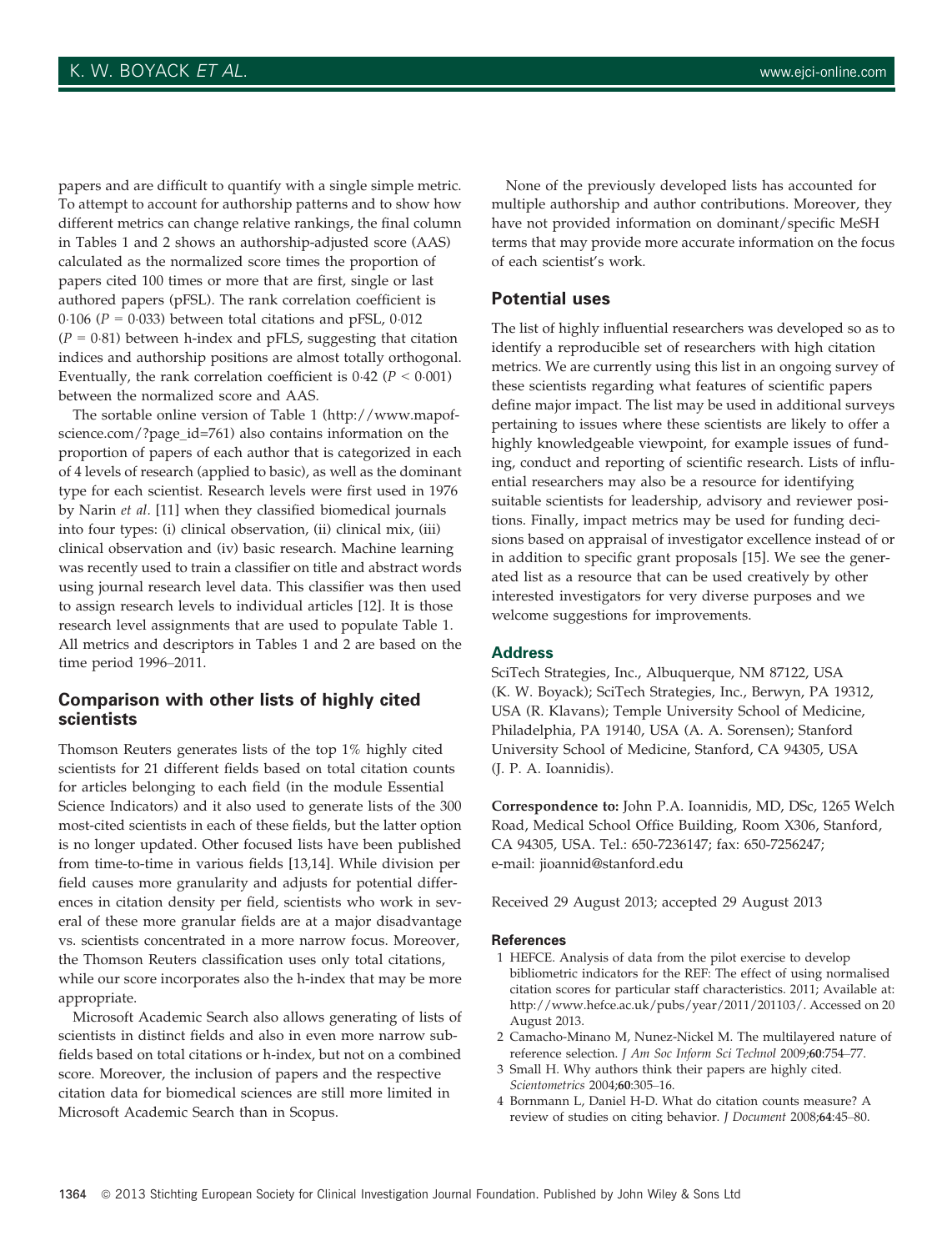papers and are difficult to quantify with a single simple metric. To attempt to account for authorship patterns and to show how different metrics can change relative rankings, the final column in Tables 1 and 2 shows an authorship-adjusted score (AAS) calculated as the normalized score times the proportion of papers cited 100 times or more that are first, single or last authored papers (pFSL). The rank correlation coefficient is 0·106 ($P = 0·033$) between total citations and pFSL, 0·012 ($P = 0·81$) between h-index and pFLS, suggesting that citation indices and authorship positions are almost totally orthogonal. Eventually, the rank correlation coefficient is 0·42 ($P < 0·001$) between the normalized score and AAS.

The sortable online version of Table 1 (http://www.mapofscience.com/?page_id=761) also contains information on the proportion of papers of each author that is categorized in each of 4 levels of research (applied to basic), as well as the dominant type for each scientist. Research levels were first used in 1976 by Narin *et al.* [11] when they classified biomedical journals into four types: (i) clinical observation, (ii) clinical mix, (iii) clinical observation and (iv) basic research. Machine learning was recently used to train a classifier on title and abstract words using journal research level data. This classifier was then used to assign research levels to individual articles [12]. It is those research level assignments that are used to populate Table 1. All metrics and descriptors in Tables 1 and 2 are based on the time period 1996–2011.

## Comparison with other lists of highly cited scientists

Thomson Reuters generates lists of the top 1% highly cited scientists for 21 different fields based on total citation counts for articles belonging to each field (in the module Essential Science Indicators) and it also used to generate lists of the 300 most-cited scientists in each of these fields, but the latter option is no longer updated. Other focused lists have been published from time-to-time in various fields [13,14]. While division per field causes more granularity and adjusts for potential differences in citation density per field, scientists who work in several of these more granular fields are at a major disadvantage vs. scientists concentrated in a more narrow focus. Moreover, the Thomson Reuters classification uses only total citations, while our score incorporates also the h-index that may be more appropriate.

Microsoft Academic Search also allows generating of lists of scientists in distinct fields and also in even more narrow subfields based on total citations or h-index, but not on a combined score. Moreover, the inclusion of papers and the respective citation data for biomedical sciences are still more limited in Microsoft Academic Search than in Scopus.

None of the previously developed lists has accounted for multiple authorship and author contributions. Moreover, they have not provided information on dominant/specific MeSH terms that may provide more accurate information on the focus of each scientist's work.

## Potential uses

The list of highly influential researchers was developed so as to identify a reproducible set of researchers with high citation metrics. We are currently using this list in an ongoing survey of these scientists regarding what features of scientific papers define major impact. The list may be used in additional surveys pertaining to issues where these scientists are likely to offer a highly knowledgeable viewpoint, for example issues of funding, conduct and reporting of scientific research. Lists of influential researchers may also be a resource for identifying suitable scientists for leadership, advisory and reviewer positions. Finally, impact metrics may be used for funding decisions based on appraisal of investigator excellence instead of or in addition to specific grant proposals [15]. We see the generated list as a resource that can be used creatively by other interested investigators for very diverse purposes and we welcome suggestions for improvements.

### Address

SciTech Strategies, Inc., Albuquerque, NM 87122, USA (K. W. Boyack); SciTech Strategies, Inc., Berwyn, PA 19312, USA (R. Klavans); Temple University School of Medicine, Philadelphia, PA 19140, USA (A. A. Sorensen); Stanford University School of Medicine, Stanford, CA 94305, USA (J. P. A. Ioannidis).

**Correspondence to:** John P.A. Ioannidis, MD, DSc, 1265 Welch Road, Medical School Office Building, Room X306, Stanford, CA 94305, USA. Tel.: 650-7236147; fax: 650-7256247; e-mail: jioannid@stanford.edu

Received 29 August 2013; accepted 29 August 2013

### References

1 HEFCE. Analysis of data from the pilot exercise to develop bibliometric indicators for the REF: The effect of using normalised citation scores for particular staff characteristics. 2011; Available at: http://www.hefce.ac.uk/pubs/year/2011/201103/. Accessed on 20 August 2013.

2 Camacho-Minano M, Nunez-Nickel M. The multilayered nature of reference selection. *J Am Soc Inform Sci Technol* 2009;**60**:754–77.

3 Small H. Why authors think their papers are highly cited. *Scientometrics* 2004;**60**:305–16.

4 Bornmann L, Daniel H-D. What do citation counts measure? A review of studies on citing behavior. *J Document* 2008;**64**:45–80.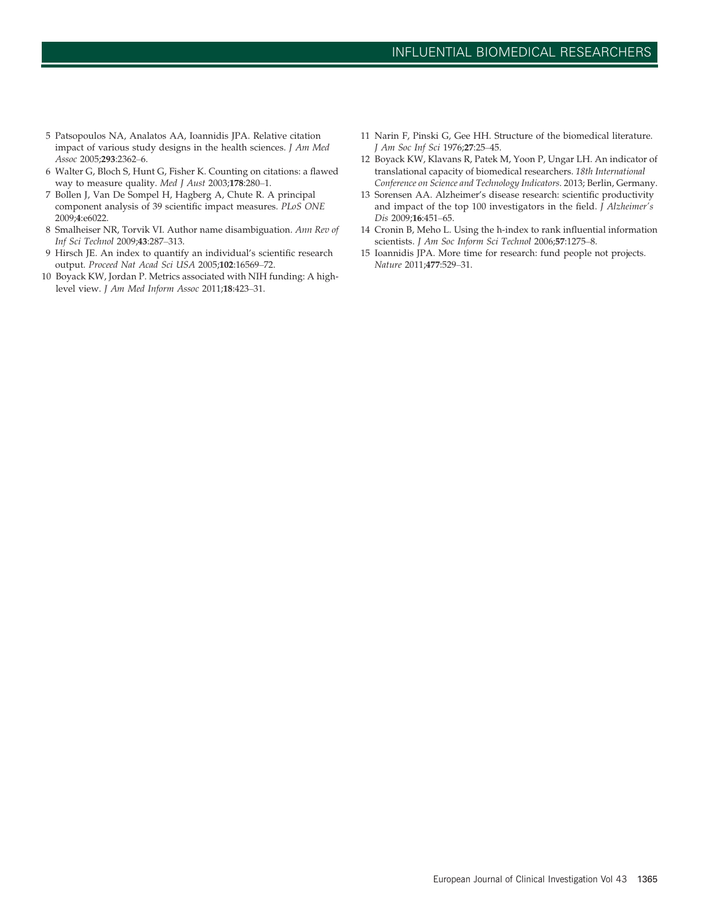5 Patsopoulos NA, Analatos AA, Ioannidis JPA. Relative citation impact of various study designs in the health sciences. *J Am Med Assoc* 2005;**293**:2362–6.

6 Walter G, Bloch S, Hunt G, Fisher K. Counting on citations: a flawed way to measure quality. *Med J Aust* 2003;**178**:280–1.

7 Bollen J, Van De Sompel H, Hagberg A, Chute R. A principal component analysis of 39 scientific impact measures. *PLoS ONE* 2009;**4**:e6022.

8 Smalheiser NR, Torvik VI. Author name disambiguation. *Ann Rev of Inf Sci Technol* 2009;**43**:287–313.

9 Hirsch JE. An index to quantify an individual's scientific research output. *Proceed Nat Acad Sci USA* 2005;**102**:16569–72.

10 Boyack KW, Jordan P. Metrics associated with NIH funding: A high-level view. *J Am Med Inform Assoc* 2011;**18**:423–31.

11 Narin F, Pinski G, Gee HH. Structure of the biomedical literature. *J Am Soc Inf Sci* 1976;**27**:25–45.

12 Boyack KW, Klavans R, Patek M, Yoon P, Ungar LH. An indicator of translational capacity of biomedical researchers. *18th International Conference on Science and Technology Indicators*. 2013; Berlin, Germany.

13 Sorensen AA. Alzheimer's disease research: scientific productivity and impact of the top 100 investigators in the field. *J Alzheimer's Dis* 2009;**16**:451–65.

14 Cronin B, Meho L. Using the h-index to rank influential information scientists. *J Am Soc Inform Sci Technol* 2006;**57**:1275–8.

15 Ioannidis JPA. More time for research: fund people not projects. *Nature* 2011;**477**:529–31.